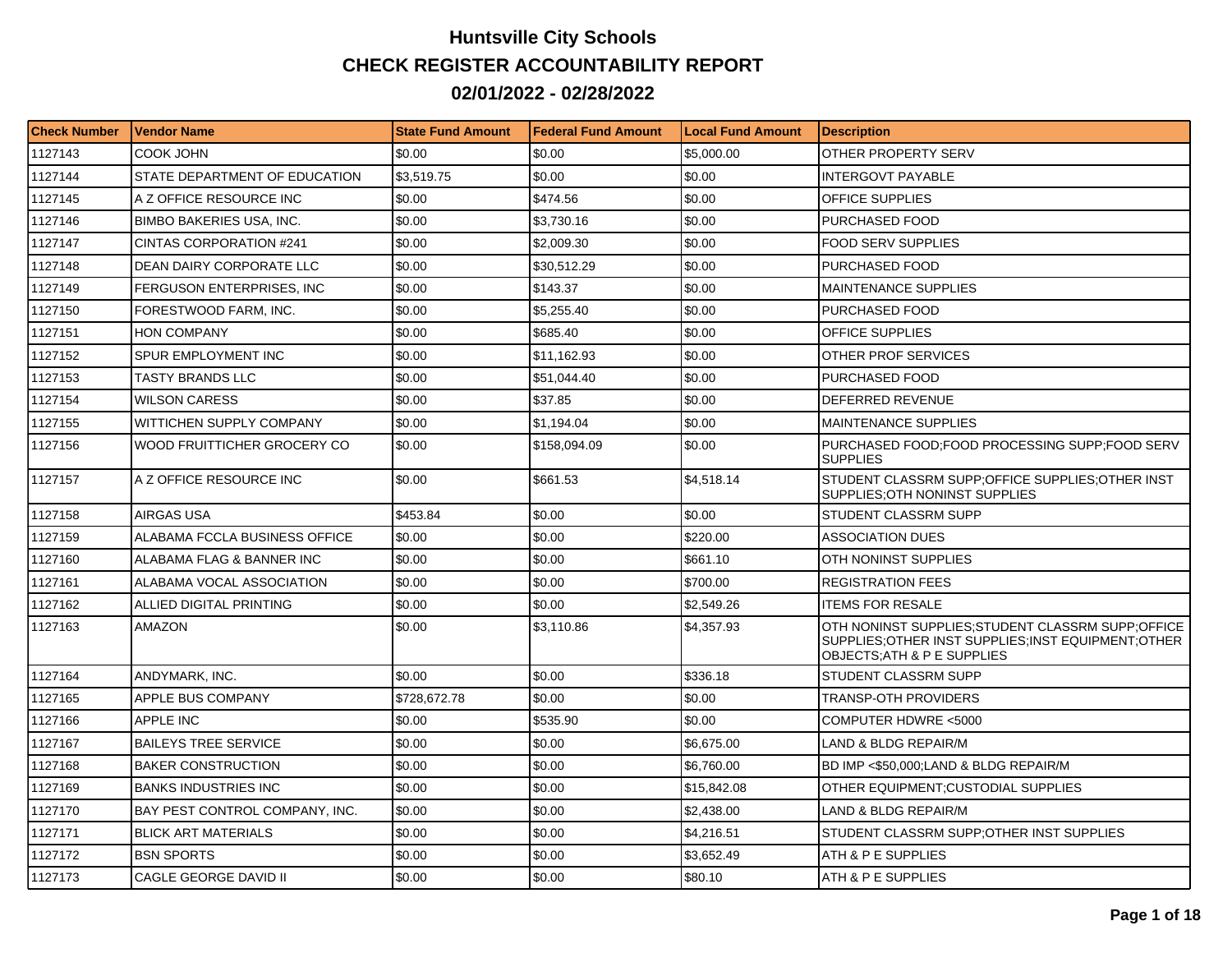# Huntsville City Schools

## CHECK REGISTER ACCOUNTABILITY REPORT

## 02/01/2022 - 02/28/2022

| Check Number | Vendor Name | State Fund Amount | Federal Fund Amount | Local Fund Amount | Description |
|---|---|---|---|---|---|
| 1127143 | COOK JOHN | $0.00 | $0.00 | $5,000.00 | OTHER PROPERTY SERV |
| 1127144 | STATE DEPARTMENT OF EDUCATION | $3,519.75 | $0.00 | $0.00 | INTERGOVT PAYABLE |
| 1127145 | A Z OFFICE RESOURCE INC | $0.00 | $474.56 | $0.00 | OFFICE SUPPLIES |
| 1127146 | BIMBO BAKERIES USA, INC. | $0.00 | $3,730.16 | $0.00 | PURCHASED FOOD |
| 1127147 | CINTAS CORPORATION #241 | $0.00 | $2,009.30 | $0.00 | FOOD SERV SUPPLIES |
| 1127148 | DEAN DAIRY CORPORATE LLC | $0.00 | $30,512.29 | $0.00 | PURCHASED FOOD |
| 1127149 | FERGUSON ENTERPRISES, INC | $0.00 | $143.37 | $0.00 | MAINTENANCE SUPPLIES |
| 1127150 | FORESTWOOD FARM, INC. | $0.00 | $5,255.40 | $0.00 | PURCHASED FOOD |
| 1127151 | HON COMPANY | $0.00 | $685.40 | $0.00 | OFFICE SUPPLIES |
| 1127152 | SPUR EMPLOYMENT INC | $0.00 | $11,162.93 | $0.00 | OTHER PROF SERVICES |
| 1127153 | TASTY BRANDS LLC | $0.00 | $51,044.40 | $0.00 | PURCHASED FOOD |
| 1127154 | WILSON CARESS | $0.00 | $37.85 | $0.00 | DEFERRED REVENUE |
| 1127155 | WITTICHEN SUPPLY COMPANY | $0.00 | $1,194.04 | $0.00 | MAINTENANCE SUPPLIES |
| 1127156 | WOOD FRUITTICHER GROCERY CO | $0.00 | $158,094.09 | $0.00 | PURCHASED FOOD;FOOD PROCESSING SUPP;FOOD SERV SUPPLIES |
| 1127157 | A Z OFFICE RESOURCE INC | $0.00 | $661.53 | $4,518.14 | STUDENT CLASSRM SUPP;OFFICE SUPPLIES;OTHER INST SUPPLIES;OTH NONINST SUPPLIES |
| 1127158 | AIRGAS USA | $453.84 | $0.00 | $0.00 | STUDENT CLASSRM SUPP |
| 1127159 | ALABAMA FCCLA BUSINESS OFFICE | $0.00 | $0.00 | $220.00 | ASSOCIATION DUES |
| 1127160 | ALABAMA FLAG & BANNER INC | $0.00 | $0.00 | $661.10 | OTH NONINST SUPPLIES |
| 1127161 | ALABAMA VOCAL ASSOCIATION | $0.00 | $0.00 | $700.00 | REGISTRATION FEES |
| 1127162 | ALLIED DIGITAL PRINTING | $0.00 | $0.00 | $2,549.26 | ITEMS FOR RESALE |
| 1127163 | AMAZON | $0.00 | $3,110.86 | $4,357.93 | OTH NONINST SUPPLIES;STUDENT CLASSRM SUPP;OFFICE SUPPLIES;OTHER INST SUPPLIES;INST EQUIPMENT;OTHER OBJECTS;ATH & P E SUPPLIES |
| 1127164 | ANDYMARK, INC. | $0.00 | $0.00 | $336.18 | STUDENT CLASSRM SUPP |
| 1127165 | APPLE BUS COMPANY | $728,672.78 | $0.00 | $0.00 | TRANSP-OTH PROVIDERS |
| 1127166 | APPLE INC | $0.00 | $535.90 | $0.00 | COMPUTER HDWRE <5000 |
| 1127167 | BAILEYS TREE SERVICE | $0.00 | $0.00 | $6,675.00 | LAND & BLDG REPAIR/M |
| 1127168 | BAKER CONSTRUCTION | $0.00 | $0.00 | $6,760.00 | BD IMP <$50,000;LAND & BLDG REPAIR/M |
| 1127169 | BANKS INDUSTRIES INC | $0.00 | $0.00 | $15,842.08 | OTHER EQUIPMENT;CUSTODIAL SUPPLIES |
| 1127170 | BAY PEST CONTROL COMPANY, INC. | $0.00 | $0.00 | $2,438.00 | LAND & BLDG REPAIR/M |
| 1127171 | BLICK ART MATERIALS | $0.00 | $0.00 | $4,216.51 | STUDENT CLASSRM SUPP;OTHER INST SUPPLIES |
| 1127172 | BSN SPORTS | $0.00 | $0.00 | $3,652.49 | ATH & P E SUPPLIES |
| 1127173 | CAGLE GEORGE DAVID II | $0.00 | $0.00 | $80.10 | ATH & P E SUPPLIES |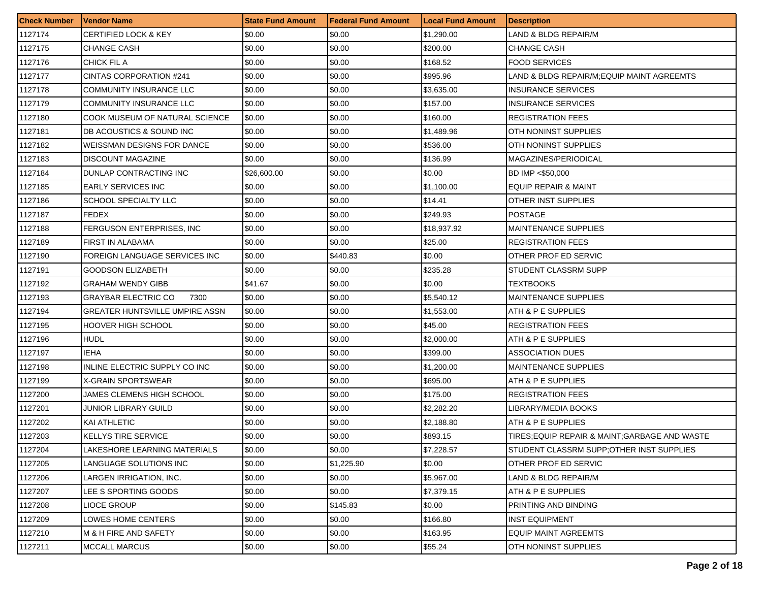| Check Number | Vendor Name | State Fund Amount | Federal Fund Amount | Local Fund Amount | Description |
|---|---|---|---|---|---|
| 1127174 | CERTIFIED LOCK & KEY | $0.00 | $0.00 | $1,290.00 | LAND & BLDG REPAIR/M |
| 1127175 | CHANGE CASH | $0.00 | $0.00 | $200.00 | CHANGE CASH |
| 1127176 | CHICK FIL A | $0.00 | $0.00 | $168.52 | FOOD SERVICES |
| 1127177 | CINTAS CORPORATION #241 | $0.00 | $0.00 | $995.96 | LAND & BLDG REPAIR/M;EQUIP MAINT AGREEMTS |
| 1127178 | COMMUNITY INSURANCE LLC | $0.00 | $0.00 | $3,635.00 | INSURANCE SERVICES |
| 1127179 | COMMUNITY INSURANCE LLC | $0.00 | $0.00 | $157.00 | INSURANCE SERVICES |
| 1127180 | COOK MUSEUM OF NATURAL SCIENCE | $0.00 | $0.00 | $160.00 | REGISTRATION FEES |
| 1127181 | DB ACOUSTICS & SOUND INC | $0.00 | $0.00 | $1,489.96 | OTH NONINST SUPPLIES |
| 1127182 | WEISSMAN DESIGNS FOR DANCE | $0.00 | $0.00 | $536.00 | OTH NONINST SUPPLIES |
| 1127183 | DISCOUNT MAGAZINE | $0.00 | $0.00 | $136.99 | MAGAZINES/PERIODICAL |
| 1127184 | DUNLAP CONTRACTING INC | $26,600.00 | $0.00 | $0.00 | BD IMP <$50,000 |
| 1127185 | EARLY SERVICES INC | $0.00 | $0.00 | $1,100.00 | EQUIP REPAIR & MAINT |
| 1127186 | SCHOOL SPECIALTY LLC | $0.00 | $0.00 | $14.41 | OTHER INST SUPPLIES |
| 1127187 | FEDEX | $0.00 | $0.00 | $249.93 | POSTAGE |
| 1127188 | FERGUSON ENTERPRISES, INC | $0.00 | $0.00 | $18,937.92 | MAINTENANCE SUPPLIES |
| 1127189 | FIRST IN ALABAMA | $0.00 | $0.00 | $25.00 | REGISTRATION FEES |
| 1127190 | FOREIGN LANGUAGE SERVICES INC | $0.00 | $440.83 | $0.00 | OTHER PROF ED SERVIC |
| 1127191 | GOODSON ELIZABETH | $0.00 | $0.00 | $235.28 | STUDENT CLASSRM SUPP |
| 1127192 | GRAHAM WENDY GIBB | $41.67 | $0.00 | $0.00 | TEXTBOOKS |
| 1127193 | GRAYBAR ELECTRIC CO 7300 | $0.00 | $0.00 | $5,540.12 | MAINTENANCE SUPPLIES |
| 1127194 | GREATER HUNTSVILLE UMPIRE ASSN | $0.00 | $0.00 | $1,553.00 | ATH & P E SUPPLIES |
| 1127195 | HOOVER HIGH SCHOOL | $0.00 | $0.00 | $45.00 | REGISTRATION FEES |
| 1127196 | HUDL | $0.00 | $0.00 | $2,000.00 | ATH & P E SUPPLIES |
| 1127197 | IEHA | $0.00 | $0.00 | $399.00 | ASSOCIATION DUES |
| 1127198 | INLINE ELECTRIC SUPPLY CO INC | $0.00 | $0.00 | $1,200.00 | MAINTENANCE SUPPLIES |
| 1127199 | X-GRAIN SPORTSWEAR | $0.00 | $0.00 | $695.00 | ATH & P E SUPPLIES |
| 1127200 | JAMES CLEMENS HIGH SCHOOL | $0.00 | $0.00 | $175.00 | REGISTRATION FEES |
| 1127201 | JUNIOR LIBRARY GUILD | $0.00 | $0.00 | $2,282.20 | LIBRARY/MEDIA BOOKS |
| 1127202 | KAI ATHLETIC | $0.00 | $0.00 | $2,188.80 | ATH & P E SUPPLIES |
| 1127203 | KELLYS TIRE SERVICE | $0.00 | $0.00 | $893.15 | TIRES;EQUIP REPAIR & MAINT;GARBAGE AND WASTE |
| 1127204 | LAKESHORE LEARNING MATERIALS | $0.00 | $0.00 | $7,228.57 | STUDENT CLASSRM SUPP;OTHER INST SUPPLIES |
| 1127205 | LANGUAGE SOLUTIONS INC | $0.00 | $1,225.90 | $0.00 | OTHER PROF ED SERVIC |
| 1127206 | LARGEN IRRIGATION, INC. | $0.00 | $0.00 | $5,967.00 | LAND & BLDG REPAIR/M |
| 1127207 | LEE S SPORTING GOODS | $0.00 | $0.00 | $7,379.15 | ATH & P E SUPPLIES |
| 1127208 | LIOCE GROUP | $0.00 | $145.83 | $0.00 | PRINTING AND BINDING |
| 1127209 | LOWES HOME CENTERS | $0.00 | $0.00 | $166.80 | INST EQUIPMENT |
| 1127210 | M & H FIRE AND SAFETY | $0.00 | $0.00 | $163.95 | EQUIP MAINT AGREEMTS |
| 1127211 | MCCALL MARCUS | $0.00 | $0.00 | $55.24 | OTH NONINST SUPPLIES |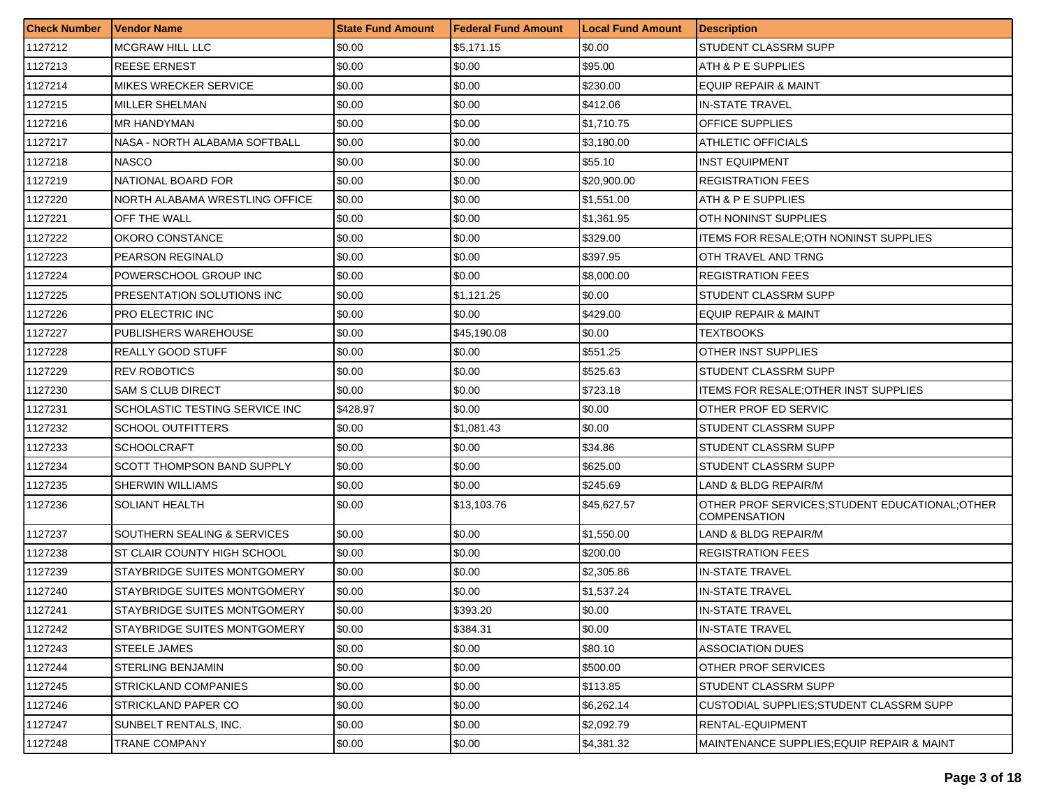| Check Number | Vendor Name | State Fund Amount | Federal Fund Amount | Local Fund Amount | Description |
|---|---|---|---|---|---|
| 1127212 | MCGRAW HILL LLC | $0.00 | $5,171.15 | $0.00 | STUDENT CLASSRM SUPP |
| 1127213 | REESE ERNEST | $0.00 | $0.00 | $95.00 | ATH & P E SUPPLIES |
| 1127214 | MIKES WRECKER SERVICE | $0.00 | $0.00 | $230.00 | EQUIP REPAIR & MAINT |
| 1127215 | MILLER SHELMAN | $0.00 | $0.00 | $412.06 | IN-STATE TRAVEL |
| 1127216 | MR HANDYMAN | $0.00 | $0.00 | $1,710.75 | OFFICE SUPPLIES |
| 1127217 | NASA - NORTH ALABAMA SOFTBALL | $0.00 | $0.00 | $3,180.00 | ATHLETIC OFFICIALS |
| 1127218 | NASCO | $0.00 | $0.00 | $55.10 | INST EQUIPMENT |
| 1127219 | NATIONAL BOARD FOR | $0.00 | $0.00 | $20,900.00 | REGISTRATION FEES |
| 1127220 | NORTH ALABAMA WRESTLING OFFICE | $0.00 | $0.00 | $1,551.00 | ATH & P E SUPPLIES |
| 1127221 | OFF THE WALL | $0.00 | $0.00 | $1,361.95 | OTH NONINST SUPPLIES |
| 1127222 | OKORO CONSTANCE | $0.00 | $0.00 | $329.00 | ITEMS FOR RESALE;OTH NONINST SUPPLIES |
| 1127223 | PEARSON REGINALD | $0.00 | $0.00 | $397.95 | OTH TRAVEL AND TRNG |
| 1127224 | POWERSCHOOL GROUP INC | $0.00 | $0.00 | $8,000.00 | REGISTRATION FEES |
| 1127225 | PRESENTATION SOLUTIONS INC | $0.00 | $1,121.25 | $0.00 | STUDENT CLASSRM SUPP |
| 1127226 | PRO ELECTRIC INC | $0.00 | $0.00 | $429.00 | EQUIP REPAIR & MAINT |
| 1127227 | PUBLISHERS WAREHOUSE | $0.00 | $45,190.08 | $0.00 | TEXTBOOKS |
| 1127228 | REALLY GOOD STUFF | $0.00 | $0.00 | $551.25 | OTHER INST SUPPLIES |
| 1127229 | REV ROBOTICS | $0.00 | $0.00 | $525.63 | STUDENT CLASSRM SUPP |
| 1127230 | SAM S CLUB DIRECT | $0.00 | $0.00 | $723.18 | ITEMS FOR RESALE;OTHER INST SUPPLIES |
| 1127231 | SCHOLASTIC TESTING SERVICE INC | $428.97 | $0.00 | $0.00 | OTHER PROF ED SERVIC |
| 1127232 | SCHOOL OUTFITTERS | $0.00 | $1,081.43 | $0.00 | STUDENT CLASSRM SUPP |
| 1127233 | SCHOOLCRAFT | $0.00 | $0.00 | $34.86 | STUDENT CLASSRM SUPP |
| 1127234 | SCOTT THOMPSON BAND SUPPLY | $0.00 | $0.00 | $625.00 | STUDENT CLASSRM SUPP |
| 1127235 | SHERWIN WILLIAMS | $0.00 | $0.00 | $245.69 | LAND & BLDG REPAIR/M |
| 1127236 | SOLIANT HEALTH | $0.00 | $13,103.76 | $45,627.57 | OTHER PROF SERVICES;STUDENT EDUCATIONAL;OTHER COMPENSATION |
| 1127237 | SOUTHERN SEALING & SERVICES | $0.00 | $0.00 | $1,550.00 | LAND & BLDG REPAIR/M |
| 1127238 | ST CLAIR COUNTY HIGH SCHOOL | $0.00 | $0.00 | $200.00 | REGISTRATION FEES |
| 1127239 | STAYBRIDGE SUITES MONTGOMERY | $0.00 | $0.00 | $2,305.86 | IN-STATE TRAVEL |
| 1127240 | STAYBRIDGE SUITES MONTGOMERY | $0.00 | $0.00 | $1,537.24 | IN-STATE TRAVEL |
| 1127241 | STAYBRIDGE SUITES MONTGOMERY | $0.00 | $393.20 | $0.00 | IN-STATE TRAVEL |
| 1127242 | STAYBRIDGE SUITES MONTGOMERY | $0.00 | $384.31 | $0.00 | IN-STATE TRAVEL |
| 1127243 | STEELE JAMES | $0.00 | $0.00 | $80.10 | ASSOCIATION DUES |
| 1127244 | STERLING BENJAMIN | $0.00 | $0.00 | $500.00 | OTHER PROF SERVICES |
| 1127245 | STRICKLAND COMPANIES | $0.00 | $0.00 | $113.85 | STUDENT CLASSRM SUPP |
| 1127246 | STRICKLAND PAPER CO | $0.00 | $0.00 | $6,262.14 | CUSTODIAL SUPPLIES;STUDENT CLASSRM SUPP |
| 1127247 | SUNBELT RENTALS, INC. | $0.00 | $0.00 | $2,092.79 | RENTAL-EQUIPMENT |
| 1127248 | TRANE COMPANY | $0.00 | $0.00 | $4,381.32 | MAINTENANCE SUPPLIES;EQUIP REPAIR & MAINT |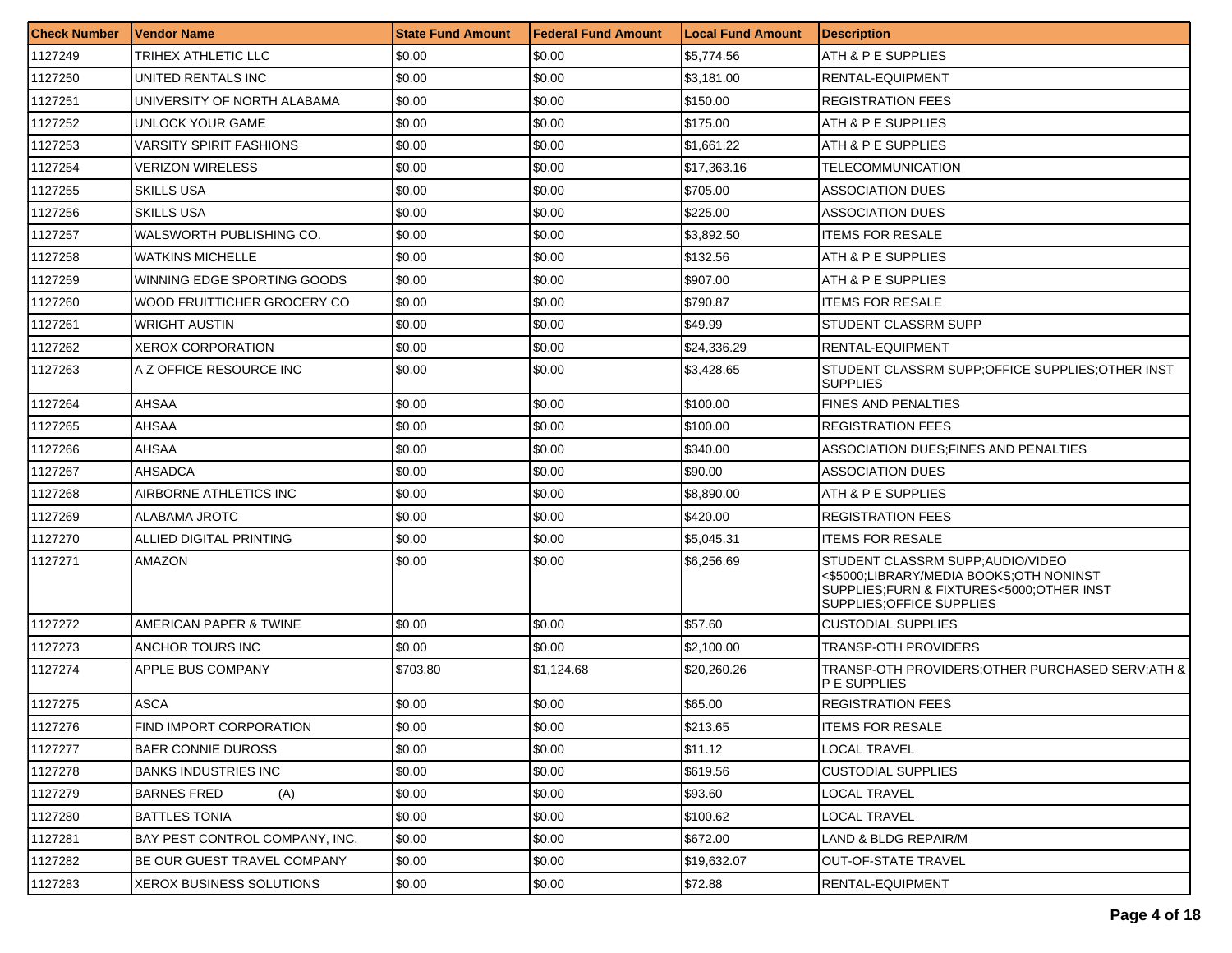| Check Number | Vendor Name | State Fund Amount | Federal Fund Amount | Local Fund Amount | Description |
|---|---|---|---|---|---|
| 1127249 | TRIHEX ATHLETIC LLC | $0.00 | $0.00 | $5,774.56 | ATH & P E SUPPLIES |
| 1127250 | UNITED RENTALS INC | $0.00 | $0.00 | $3,181.00 | RENTAL-EQUIPMENT |
| 1127251 | UNIVERSITY OF NORTH ALABAMA | $0.00 | $0.00 | $150.00 | REGISTRATION FEES |
| 1127252 | UNLOCK YOUR GAME | $0.00 | $0.00 | $175.00 | ATH & P E SUPPLIES |
| 1127253 | VARSITY SPIRIT FASHIONS | $0.00 | $0.00 | $1,661.22 | ATH & P E SUPPLIES |
| 1127254 | VERIZON WIRELESS | $0.00 | $0.00 | $17,363.16 | TELECOMMUNICATION |
| 1127255 | SKILLS USA | $0.00 | $0.00 | $705.00 | ASSOCIATION DUES |
| 1127256 | SKILLS USA | $0.00 | $0.00 | $225.00 | ASSOCIATION DUES |
| 1127257 | WALSWORTH PUBLISHING CO. | $0.00 | $0.00 | $3,892.50 | ITEMS FOR RESALE |
| 1127258 | WATKINS MICHELLE | $0.00 | $0.00 | $132.56 | ATH & P E SUPPLIES |
| 1127259 | WINNING EDGE SPORTING GOODS | $0.00 | $0.00 | $907.00 | ATH & P E SUPPLIES |
| 1127260 | WOOD FRUITTICHER GROCERY CO | $0.00 | $0.00 | $790.87 | ITEMS FOR RESALE |
| 1127261 | WRIGHT AUSTIN | $0.00 | $0.00 | $49.99 | STUDENT CLASSRM SUPP |
| 1127262 | XEROX CORPORATION | $0.00 | $0.00 | $24,336.29 | RENTAL-EQUIPMENT |
| 1127263 | A Z OFFICE RESOURCE INC | $0.00 | $0.00 | $3,428.65 | STUDENT CLASSRM SUPP;OFFICE SUPPLIES;OTHER INST SUPPLIES |
| 1127264 | AHSAA | $0.00 | $0.00 | $100.00 | FINES AND PENALTIES |
| 1127265 | AHSAA | $0.00 | $0.00 | $100.00 | REGISTRATION FEES |
| 1127266 | AHSAA | $0.00 | $0.00 | $340.00 | ASSOCIATION DUES;FINES AND PENALTIES |
| 1127267 | AHSADCA | $0.00 | $0.00 | $90.00 | ASSOCIATION DUES |
| 1127268 | AIRBORNE ATHLETICS INC | $0.00 | $0.00 | $8,890.00 | ATH & P E SUPPLIES |
| 1127269 | ALABAMA JROTC | $0.00 | $0.00 | $420.00 | REGISTRATION FEES |
| 1127270 | ALLIED DIGITAL PRINTING | $0.00 | $0.00 | $5,045.31 | ITEMS FOR RESALE |
| 1127271 | AMAZON | $0.00 | $0.00 | $6,256.69 | STUDENT CLASSRM SUPP;AUDIO/VIDEO <$5000;LIBRARY/MEDIA BOOKS;OTH NONINST SUPPLIES;FURN & FIXTURES<5000;OTHER INST SUPPLIES;OFFICE SUPPLIES |
| 1127272 | AMERICAN PAPER & TWINE | $0.00 | $0.00 | $57.60 | CUSTODIAL SUPPLIES |
| 1127273 | ANCHOR TOURS INC | $0.00 | $0.00 | $2,100.00 | TRANSP-OTH PROVIDERS |
| 1127274 | APPLE BUS COMPANY | $703.80 | $1,124.68 | $20,260.26 | TRANSP-OTH PROVIDERS;OTHER PURCHASED SERV;ATH & P E SUPPLIES |
| 1127275 | ASCA | $0.00 | $0.00 | $65.00 | REGISTRATION FEES |
| 1127276 | FIND IMPORT CORPORATION | $0.00 | $0.00 | $213.65 | ITEMS FOR RESALE |
| 1127277 | BAER CONNIE DUROSS | $0.00 | $0.00 | $11.12 | LOCAL TRAVEL |
| 1127278 | BANKS INDUSTRIES INC | $0.00 | $0.00 | $619.56 | CUSTODIAL SUPPLIES |
| 1127279 | BARNES FRED (A) | $0.00 | $0.00 | $93.60 | LOCAL TRAVEL |
| 1127280 | BATTLES TONIA | $0.00 | $0.00 | $100.62 | LOCAL TRAVEL |
| 1127281 | BAY PEST CONTROL COMPANY, INC. | $0.00 | $0.00 | $672.00 | LAND & BLDG REPAIR/M |
| 1127282 | BE OUR GUEST TRAVEL COMPANY | $0.00 | $0.00 | $19,632.07 | OUT-OF-STATE TRAVEL |
| 1127283 | XEROX BUSINESS SOLUTIONS | $0.00 | $0.00 | $72.88 | RENTAL-EQUIPMENT |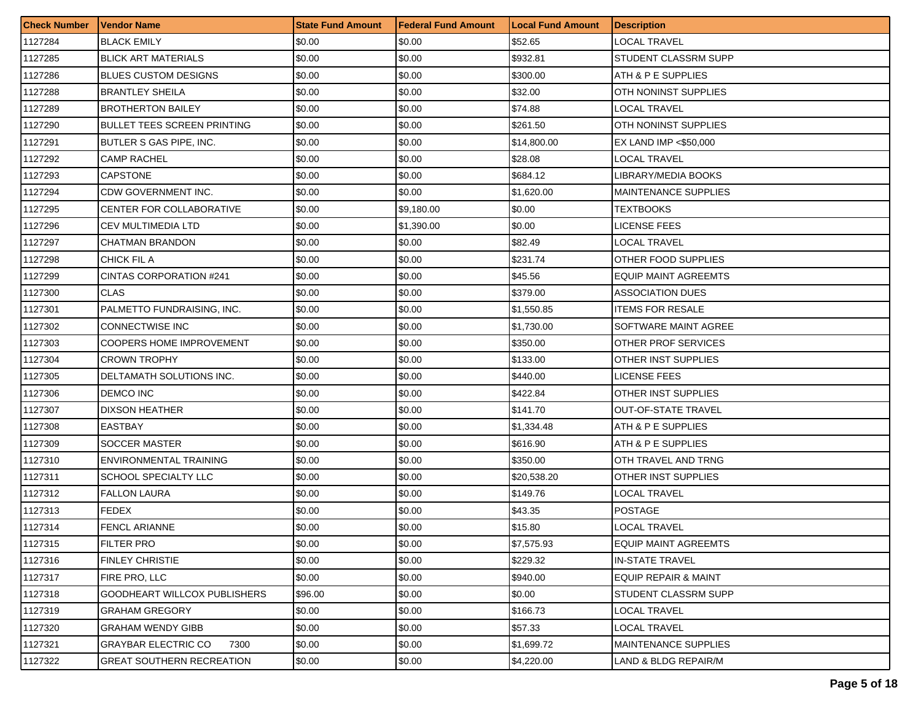| Check Number | Vendor Name | State Fund Amount | Federal Fund Amount | Local Fund Amount | Description |
|---|---|---|---|---|---|
| 1127284 | BLACK EMILY | $0.00 | $0.00 | $52.65 | LOCAL TRAVEL |
| 1127285 | BLICK ART MATERIALS | $0.00 | $0.00 | $932.81 | STUDENT CLASSRM SUPP |
| 1127286 | BLUES CUSTOM DESIGNS | $0.00 | $0.00 | $300.00 | ATH & P E SUPPLIES |
| 1127288 | BRANTLEY SHEILA | $0.00 | $0.00 | $32.00 | OTH NONINST SUPPLIES |
| 1127289 | BROTHERTON BAILEY | $0.00 | $0.00 | $74.88 | LOCAL TRAVEL |
| 1127290 | BULLET TEES SCREEN PRINTING | $0.00 | $0.00 | $261.50 | OTH NONINST SUPPLIES |
| 1127291 | BUTLER S GAS PIPE, INC. | $0.00 | $0.00 | $14,800.00 | EX LAND IMP <$50,000 |
| 1127292 | CAMP RACHEL | $0.00 | $0.00 | $28.08 | LOCAL TRAVEL |
| 1127293 | CAPSTONE | $0.00 | $0.00 | $684.12 | LIBRARY/MEDIA BOOKS |
| 1127294 | CDW GOVERNMENT INC. | $0.00 | $0.00 | $1,620.00 | MAINTENANCE SUPPLIES |
| 1127295 | CENTER FOR COLLABORATIVE | $0.00 | $9,180.00 | $0.00 | TEXTBOOKS |
| 1127296 | CEV MULTIMEDIA LTD | $0.00 | $1,390.00 | $0.00 | LICENSE FEES |
| 1127297 | CHATMAN BRANDON | $0.00 | $0.00 | $82.49 | LOCAL TRAVEL |
| 1127298 | CHICK FIL A | $0.00 | $0.00 | $231.74 | OTHER FOOD SUPPLIES |
| 1127299 | CINTAS CORPORATION #241 | $0.00 | $0.00 | $45.56 | EQUIP MAINT AGREEMTS |
| 1127300 | CLAS | $0.00 | $0.00 | $379.00 | ASSOCIATION DUES |
| 1127301 | PALMETTO FUNDRAISING, INC. | $0.00 | $0.00 | $1,550.85 | ITEMS FOR RESALE |
| 1127302 | CONNECTWISE INC | $0.00 | $0.00 | $1,730.00 | SOFTWARE MAINT AGREE |
| 1127303 | COOPERS HOME IMPROVEMENT | $0.00 | $0.00 | $350.00 | OTHER PROF SERVICES |
| 1127304 | CROWN TROPHY | $0.00 | $0.00 | $133.00 | OTHER INST SUPPLIES |
| 1127305 | DELTAMATH SOLUTIONS INC. | $0.00 | $0.00 | $440.00 | LICENSE FEES |
| 1127306 | DEMCO INC | $0.00 | $0.00 | $422.84 | OTHER INST SUPPLIES |
| 1127307 | DIXSON HEATHER | $0.00 | $0.00 | $141.70 | OUT-OF-STATE TRAVEL |
| 1127308 | EASTBAY | $0.00 | $0.00 | $1,334.48 | ATH & P E SUPPLIES |
| 1127309 | SOCCER MASTER | $0.00 | $0.00 | $616.90 | ATH & P E SUPPLIES |
| 1127310 | ENVIRONMENTAL TRAINING | $0.00 | $0.00 | $350.00 | OTH TRAVEL AND TRNG |
| 1127311 | SCHOOL SPECIALTY LLC | $0.00 | $0.00 | $20,538.20 | OTHER INST SUPPLIES |
| 1127312 | FALLON LAURA | $0.00 | $0.00 | $149.76 | LOCAL TRAVEL |
| 1127313 | FEDEX | $0.00 | $0.00 | $43.35 | POSTAGE |
| 1127314 | FENCL ARIANNE | $0.00 | $0.00 | $15.80 | LOCAL TRAVEL |
| 1127315 | FILTER PRO | $0.00 | $0.00 | $7,575.93 | EQUIP MAINT AGREEMTS |
| 1127316 | FINLEY CHRISTIE | $0.00 | $0.00 | $229.32 | IN-STATE TRAVEL |
| 1127317 | FIRE PRO, LLC | $0.00 | $0.00 | $940.00 | EQUIP REPAIR & MAINT |
| 1127318 | GOODHEART WILLCOX PUBLISHERS | $96.00 | $0.00 | $0.00 | STUDENT CLASSRM SUPP |
| 1127319 | GRAHAM GREGORY | $0.00 | $0.00 | $166.73 | LOCAL TRAVEL |
| 1127320 | GRAHAM WENDY GIBB | $0.00 | $0.00 | $57.33 | LOCAL TRAVEL |
| 1127321 | GRAYBAR ELECTRIC CO 7300 | $0.00 | $0.00 | $1,699.72 | MAINTENANCE SUPPLIES |
| 1127322 | GREAT SOUTHERN RECREATION | $0.00 | $0.00 | $4,220.00 | LAND & BLDG REPAIR/M |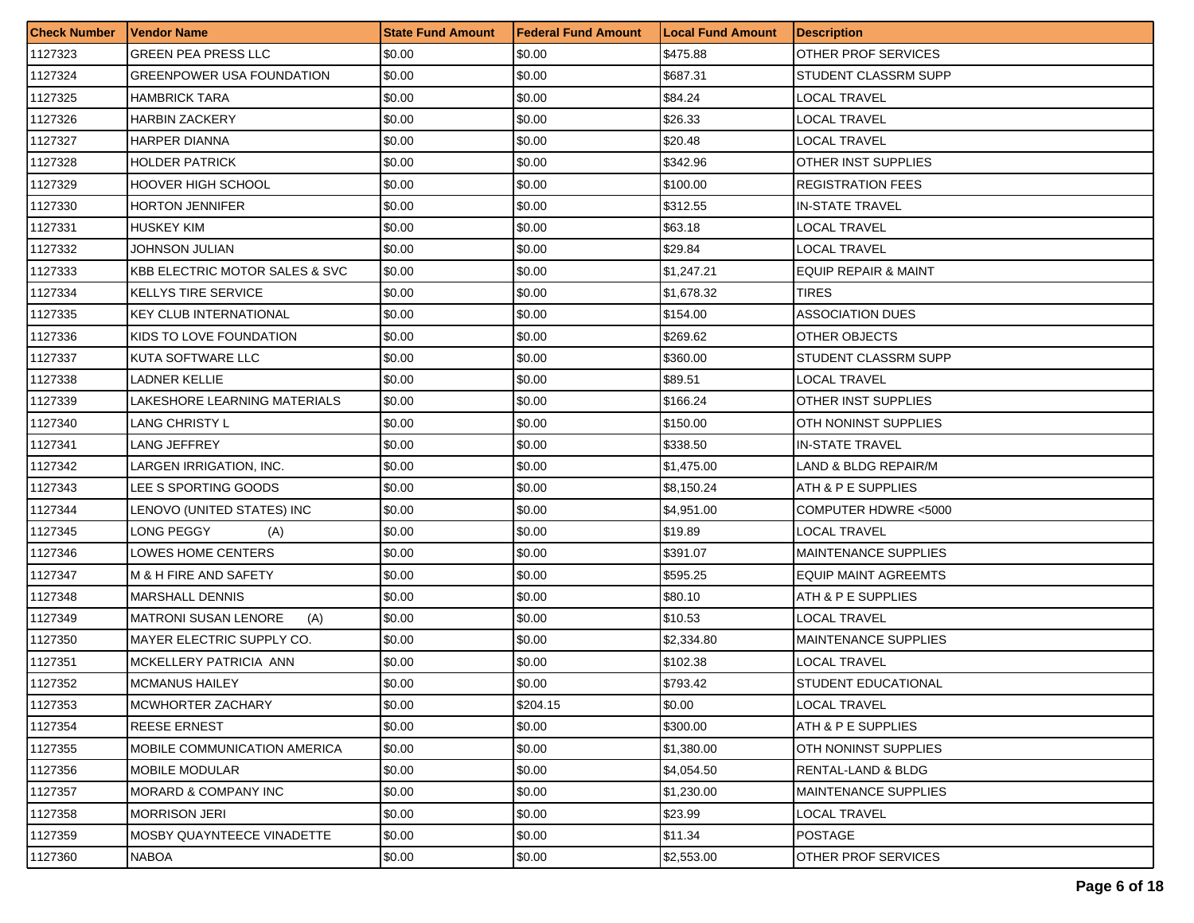| Check Number | Vendor Name | State Fund Amount | Federal Fund Amount | Local Fund Amount | Description |
|---|---|---|---|---|---|
| 1127323 | GREEN PEA PRESS LLC | $0.00 | $0.00 | $475.88 | OTHER PROF SERVICES |
| 1127324 | GREENPOWER USA FOUNDATION | $0.00 | $0.00 | $687.31 | STUDENT CLASSRM SUPP |
| 1127325 | HAMBRICK TARA | $0.00 | $0.00 | $84.24 | LOCAL TRAVEL |
| 1127326 | HARBIN ZACKERY | $0.00 | $0.00 | $26.33 | LOCAL TRAVEL |
| 1127327 | HARPER DIANNA | $0.00 | $0.00 | $20.48 | LOCAL TRAVEL |
| 1127328 | HOLDER PATRICK | $0.00 | $0.00 | $342.96 | OTHER INST SUPPLIES |
| 1127329 | HOOVER HIGH SCHOOL | $0.00 | $0.00 | $100.00 | REGISTRATION FEES |
| 1127330 | HORTON JENNIFER | $0.00 | $0.00 | $312.55 | IN-STATE TRAVEL |
| 1127331 | HUSKEY KIM | $0.00 | $0.00 | $63.18 | LOCAL TRAVEL |
| 1127332 | JOHNSON JULIAN | $0.00 | $0.00 | $29.84 | LOCAL TRAVEL |
| 1127333 | KBB ELECTRIC MOTOR SALES & SVC | $0.00 | $0.00 | $1,247.21 | EQUIP REPAIR & MAINT |
| 1127334 | KELLYS TIRE SERVICE | $0.00 | $0.00 | $1,678.32 | TIRES |
| 1127335 | KEY CLUB INTERNATIONAL | $0.00 | $0.00 | $154.00 | ASSOCIATION DUES |
| 1127336 | KIDS TO LOVE FOUNDATION | $0.00 | $0.00 | $269.62 | OTHER OBJECTS |
| 1127337 | KUTA SOFTWARE LLC | $0.00 | $0.00 | $360.00 | STUDENT CLASSRM SUPP |
| 1127338 | LADNER KELLIE | $0.00 | $0.00 | $89.51 | LOCAL TRAVEL |
| 1127339 | LAKESHORE LEARNING MATERIALS | $0.00 | $0.00 | $166.24 | OTHER INST SUPPLIES |
| 1127340 | LANG CHRISTY L | $0.00 | $0.00 | $150.00 | OTH NONINST SUPPLIES |
| 1127341 | LANG JEFFREY | $0.00 | $0.00 | $338.50 | IN-STATE TRAVEL |
| 1127342 | LARGEN IRRIGATION, INC. | $0.00 | $0.00 | $1,475.00 | LAND & BLDG REPAIR/M |
| 1127343 | LEE S SPORTING GOODS | $0.00 | $0.00 | $8,150.24 | ATH & P E SUPPLIES |
| 1127344 | LENOVO (UNITED STATES) INC | $0.00 | $0.00 | $4,951.00 | COMPUTER HDWRE <5000 |
| 1127345 | LONG PEGGY (A) | $0.00 | $0.00 | $19.89 | LOCAL TRAVEL |
| 1127346 | LOWES HOME CENTERS | $0.00 | $0.00 | $391.07 | MAINTENANCE SUPPLIES |
| 1127347 | M & H FIRE AND SAFETY | $0.00 | $0.00 | $595.25 | EQUIP MAINT AGREEMTS |
| 1127348 | MARSHALL DENNIS | $0.00 | $0.00 | $80.10 | ATH & P E SUPPLIES |
| 1127349 | MATRONI SUSAN LENORE (A) | $0.00 | $0.00 | $10.53 | LOCAL TRAVEL |
| 1127350 | MAYER ELECTRIC SUPPLY CO. | $0.00 | $0.00 | $2,334.80 | MAINTENANCE SUPPLIES |
| 1127351 | MCKELLERY PATRICIA ANN | $0.00 | $0.00 | $102.38 | LOCAL TRAVEL |
| 1127352 | MCMANUS HAILEY | $0.00 | $0.00 | $793.42 | STUDENT EDUCATIONAL |
| 1127353 | MCWHORTER ZACHARY | $0.00 | $204.15 | $0.00 | LOCAL TRAVEL |
| 1127354 | REESE ERNEST | $0.00 | $0.00 | $300.00 | ATH & P E SUPPLIES |
| 1127355 | MOBILE COMMUNICATION AMERICA | $0.00 | $0.00 | $1,380.00 | OTH NONINST SUPPLIES |
| 1127356 | MOBILE MODULAR | $0.00 | $0.00 | $4,054.50 | RENTAL-LAND & BLDG |
| 1127357 | MORARD & COMPANY INC | $0.00 | $0.00 | $1,230.00 | MAINTENANCE SUPPLIES |
| 1127358 | MORRISON JERI | $0.00 | $0.00 | $23.99 | LOCAL TRAVEL |
| 1127359 | MOSBY QUAYNTEECE VINADETTE | $0.00 | $0.00 | $11.34 | POSTAGE |
| 1127360 | NABOA | $0.00 | $0.00 | $2,553.00 | OTHER PROF SERVICES |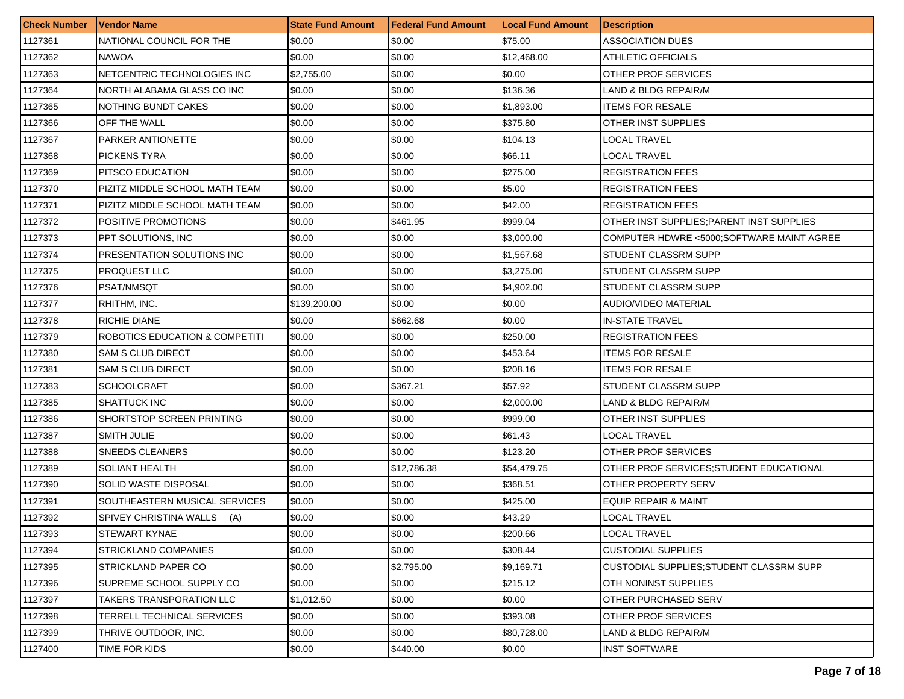| Check Number | Vendor Name | State Fund Amount | Federal Fund Amount | Local Fund Amount | Description |
|---|---|---|---|---|---|
| 1127361 | NATIONAL COUNCIL FOR THE | $0.00 | $0.00 | $75.00 | ASSOCIATION DUES |
| 1127362 | NAWOA | $0.00 | $0.00 | $12,468.00 | ATHLETIC OFFICIALS |
| 1127363 | NETCENTRIC TECHNOLOGIES INC | $2,755.00 | $0.00 | $0.00 | OTHER PROF SERVICES |
| 1127364 | NORTH ALABAMA GLASS CO INC | $0.00 | $0.00 | $136.36 | LAND & BLDG REPAIR/M |
| 1127365 | NOTHING BUNDT CAKES | $0.00 | $0.00 | $1,893.00 | ITEMS FOR RESALE |
| 1127366 | OFF THE WALL | $0.00 | $0.00 | $375.80 | OTHER INST SUPPLIES |
| 1127367 | PARKER ANTIONETTE | $0.00 | $0.00 | $104.13 | LOCAL TRAVEL |
| 1127368 | PICKENS TYRA | $0.00 | $0.00 | $66.11 | LOCAL TRAVEL |
| 1127369 | PITSCO EDUCATION | $0.00 | $0.00 | $275.00 | REGISTRATION FEES |
| 1127370 | PIZITZ MIDDLE SCHOOL MATH TEAM | $0.00 | $0.00 | $5.00 | REGISTRATION FEES |
| 1127371 | PIZITZ MIDDLE SCHOOL MATH TEAM | $0.00 | $0.00 | $42.00 | REGISTRATION FEES |
| 1127372 | POSITIVE PROMOTIONS | $0.00 | $461.95 | $999.04 | OTHER INST SUPPLIES;PARENT INST SUPPLIES |
| 1127373 | PPT SOLUTIONS, INC | $0.00 | $0.00 | $3,000.00 | COMPUTER HDWRE <5000;SOFTWARE MAINT AGREE |
| 1127374 | PRESENTATION SOLUTIONS INC | $0.00 | $0.00 | $1,567.68 | STUDENT CLASSRM SUPP |
| 1127375 | PROQUEST LLC | $0.00 | $0.00 | $3,275.00 | STUDENT CLASSRM SUPP |
| 1127376 | PSAT/NMSQT | $0.00 | $0.00 | $4,902.00 | STUDENT CLASSRM SUPP |
| 1127377 | RHITHM, INC. | $139,200.00 | $0.00 | $0.00 | AUDIO/VIDEO MATERIAL |
| 1127378 | RICHIE DIANE | $0.00 | $662.68 | $0.00 | IN-STATE TRAVEL |
| 1127379 | ROBOTICS EDUCATION & COMPETITI | $0.00 | $0.00 | $250.00 | REGISTRATION FEES |
| 1127380 | SAM S CLUB DIRECT | $0.00 | $0.00 | $453.64 | ITEMS FOR RESALE |
| 1127381 | SAM S CLUB DIRECT | $0.00 | $0.00 | $208.16 | ITEMS FOR RESALE |
| 1127383 | SCHOOLCRAFT | $0.00 | $367.21 | $57.92 | STUDENT CLASSRM SUPP |
| 1127385 | SHATTUCK INC | $0.00 | $0.00 | $2,000.00 | LAND & BLDG REPAIR/M |
| 1127386 | SHORTSTOP SCREEN PRINTING | $0.00 | $0.00 | $999.00 | OTHER INST SUPPLIES |
| 1127387 | SMITH JULIE | $0.00 | $0.00 | $61.43 | LOCAL TRAVEL |
| 1127388 | SNEEDS CLEANERS | $0.00 | $0.00 | $123.20 | OTHER PROF SERVICES |
| 1127389 | SOLIANT HEALTH | $0.00 | $12,786.38 | $54,479.75 | OTHER PROF SERVICES;STUDENT EDUCATIONAL |
| 1127390 | SOLID WASTE DISPOSAL | $0.00 | $0.00 | $368.51 | OTHER PROPERTY SERV |
| 1127391 | SOUTHEASTERN MUSICAL SERVICES | $0.00 | $0.00 | $425.00 | EQUIP REPAIR & MAINT |
| 1127392 | SPIVEY CHRISTINA WALLS (A) | $0.00 | $0.00 | $43.29 | LOCAL TRAVEL |
| 1127393 | STEWART KYNAE | $0.00 | $0.00 | $200.66 | LOCAL TRAVEL |
| 1127394 | STRICKLAND COMPANIES | $0.00 | $0.00 | $308.44 | CUSTODIAL SUPPLIES |
| 1127395 | STRICKLAND PAPER CO | $0.00 | $2,795.00 | $9,169.71 | CUSTODIAL SUPPLIES;STUDENT CLASSRM SUPP |
| 1127396 | SUPREME SCHOOL SUPPLY CO | $0.00 | $0.00 | $215.12 | OTH NONINST SUPPLIES |
| 1127397 | TAKERS TRANSPORATION LLC | $1,012.50 | $0.00 | $0.00 | OTHER PURCHASED SERV |
| 1127398 | TERRELL TECHNICAL SERVICES | $0.00 | $0.00 | $393.08 | OTHER PROF SERVICES |
| 1127399 | THRIVE OUTDOOR, INC. | $0.00 | $0.00 | $80,728.00 | LAND & BLDG REPAIR/M |
| 1127400 | TIME FOR KIDS | $0.00 | $440.00 | $0.00 | INST SOFTWARE |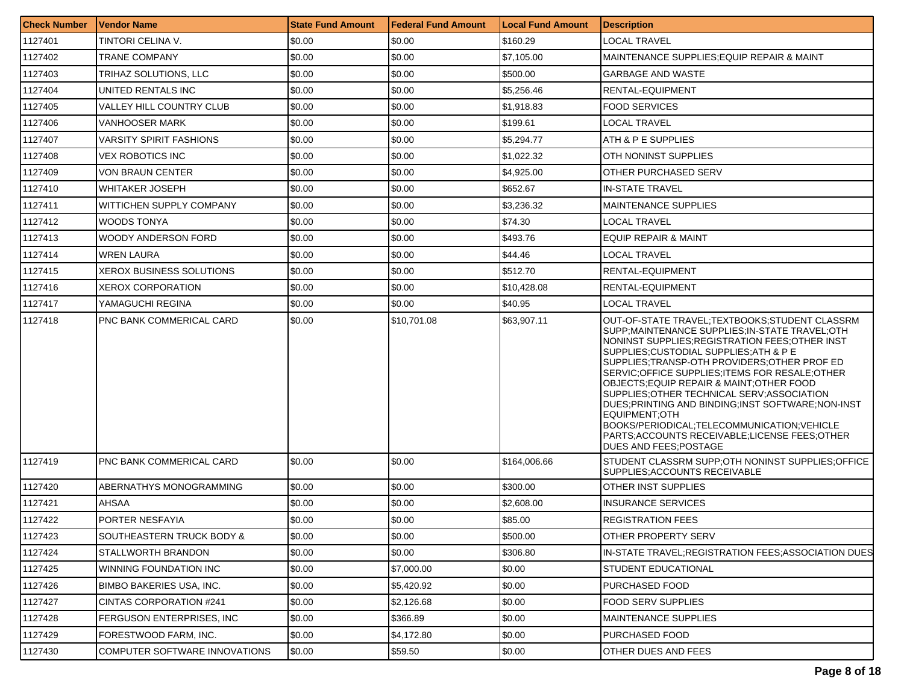| Check Number | Vendor Name | State Fund Amount | Federal Fund Amount | Local Fund Amount | Description |
|---|---|---|---|---|---|
| 1127401 | TINTORI CELINA V. | $0.00 | $0.00 | $160.29 | LOCAL TRAVEL |
| 1127402 | TRANE COMPANY | $0.00 | $0.00 | $7,105.00 | MAINTENANCE SUPPLIES;EQUIP REPAIR & MAINT |
| 1127403 | TRIHAZ SOLUTIONS, LLC | $0.00 | $0.00 | $500.00 | GARBAGE AND WASTE |
| 1127404 | UNITED RENTALS INC | $0.00 | $0.00 | $5,256.46 | RENTAL-EQUIPMENT |
| 1127405 | VALLEY HILL COUNTRY CLUB | $0.00 | $0.00 | $1,918.83 | FOOD SERVICES |
| 1127406 | VANHOOSER MARK | $0.00 | $0.00 | $199.61 | LOCAL TRAVEL |
| 1127407 | VARSITY SPIRIT FASHIONS | $0.00 | $0.00 | $5,294.77 | ATH & P E SUPPLIES |
| 1127408 | VEX ROBOTICS INC | $0.00 | $0.00 | $1,022.32 | OTH NONINST SUPPLIES |
| 1127409 | VON BRAUN CENTER | $0.00 | $0.00 | $4,925.00 | OTHER PURCHASED SERV |
| 1127410 | WHITAKER JOSEPH | $0.00 | $0.00 | $652.67 | IN-STATE TRAVEL |
| 1127411 | WITTICHEN SUPPLY COMPANY | $0.00 | $0.00 | $3,236.32 | MAINTENANCE SUPPLIES |
| 1127412 | WOODS TONYA | $0.00 | $0.00 | $74.30 | LOCAL TRAVEL |
| 1127413 | WOODY ANDERSON FORD | $0.00 | $0.00 | $493.76 | EQUIP REPAIR & MAINT |
| 1127414 | WREN LAURA | $0.00 | $0.00 | $44.46 | LOCAL TRAVEL |
| 1127415 | XEROX BUSINESS SOLUTIONS | $0.00 | $0.00 | $512.70 | RENTAL-EQUIPMENT |
| 1127416 | XEROX CORPORATION | $0.00 | $0.00 | $10,428.08 | RENTAL-EQUIPMENT |
| 1127417 | YAMAGUCHI REGINA | $0.00 | $0.00 | $40.95 | LOCAL TRAVEL |
| 1127418 | PNC BANK COMMERICAL CARD | $0.00 | $10,701.08 | $63,907.11 | OUT-OF-STATE TRAVEL;TEXTBOOKS;STUDENT CLASSRM SUPP;MAINTENANCE SUPPLIES;IN-STATE TRAVEL;OTH NONINST SUPPLIES;REGISTRATION FEES;OTHER INST SUPPLIES;CUSTODIAL SUPPLIES;ATH & P E SUPPLIES;TRANSP-OTH PROVIDERS;OTHER PROF ED SERVIC;OFFICE SUPPLIES;ITEMS FOR RESALE;OTHER OBJECTS;EQUIP REPAIR & MAINT;OTHER FOOD SUPPLIES;OTHER TECHNICAL SERV;ASSOCIATION DUES;PRINTING AND BINDING;INST SOFTWARE;NON-INST EQUIPMENT;OTH BOOKS/PERIODICAL;TELECOMMUNICATION;VEHICLE PARTS;ACCOUNTS RECEIVABLE;LICENSE FEES;OTHER DUES AND FEES;POSTAGE |
| 1127419 | PNC BANK COMMERICAL CARD | $0.00 | $0.00 | $164,006.66 | STUDENT CLASSRM SUPP;OTH NONINST SUPPLIES;OFFICE SUPPLIES;ACCOUNTS RECEIVABLE |
| 1127420 | ABERNATHYS MONOGRAMMING | $0.00 | $0.00 | $300.00 | OTHER INST SUPPLIES |
| 1127421 | AHSAA | $0.00 | $0.00 | $2,608.00 | INSURANCE SERVICES |
| 1127422 | PORTER NESFAYIA | $0.00 | $0.00 | $85.00 | REGISTRATION FEES |
| 1127423 | SOUTHEASTERN TRUCK BODY & | $0.00 | $0.00 | $500.00 | OTHER PROPERTY SERV |
| 1127424 | STALLWORTH BRANDON | $0.00 | $0.00 | $306.80 | IN-STATE TRAVEL;REGISTRATION FEES;ASSOCIATION DUES |
| 1127425 | WINNING FOUNDATION INC | $0.00 | $7,000.00 | $0.00 | STUDENT EDUCATIONAL |
| 1127426 | BIMBO BAKERIES USA, INC. | $0.00 | $5,420.92 | $0.00 | PURCHASED FOOD |
| 1127427 | CINTAS CORPORATION #241 | $0.00 | $2,126.68 | $0.00 | FOOD SERV SUPPLIES |
| 1127428 | FERGUSON ENTERPRISES, INC | $0.00 | $366.89 | $0.00 | MAINTENANCE SUPPLIES |
| 1127429 | FORESTWOOD FARM, INC. | $0.00 | $4,172.80 | $0.00 | PURCHASED FOOD |
| 1127430 | COMPUTER SOFTWARE INNOVATIONS | $0.00 | $59.50 | $0.00 | OTHER DUES AND FEES |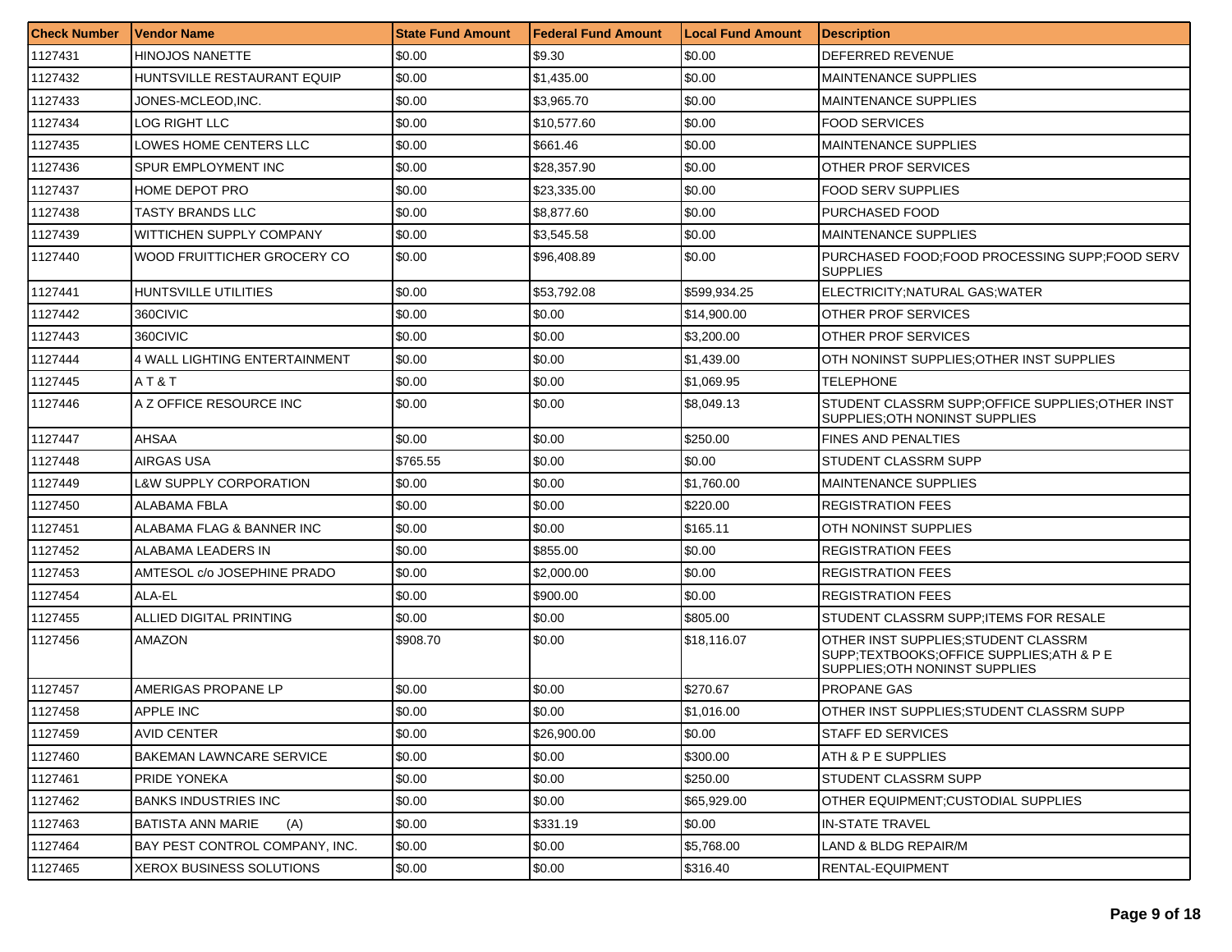| Check Number | Vendor Name | State Fund Amount | Federal Fund Amount | Local Fund Amount | Description |
|---|---|---|---|---|---|
| 1127431 | HINOJOS NANETTE | $0.00 | $9.30 | $0.00 | DEFERRED REVENUE |
| 1127432 | HUNTSVILLE RESTAURANT EQUIP | $0.00 | $1,435.00 | $0.00 | MAINTENANCE SUPPLIES |
| 1127433 | JONES-MCLEOD,INC. | $0.00 | $3,965.70 | $0.00 | MAINTENANCE SUPPLIES |
| 1127434 | LOG RIGHT LLC | $0.00 | $10,577.60 | $0.00 | FOOD SERVICES |
| 1127435 | LOWES HOME CENTERS LLC | $0.00 | $661.46 | $0.00 | MAINTENANCE SUPPLIES |
| 1127436 | SPUR EMPLOYMENT INC | $0.00 | $28,357.90 | $0.00 | OTHER PROF SERVICES |
| 1127437 | HOME DEPOT PRO | $0.00 | $23,335.00 | $0.00 | FOOD SERV SUPPLIES |
| 1127438 | TASTY BRANDS LLC | $0.00 | $8,877.60 | $0.00 | PURCHASED FOOD |
| 1127439 | WITTICHEN SUPPLY COMPANY | $0.00 | $3,545.58 | $0.00 | MAINTENANCE SUPPLIES |
| 1127440 | WOOD FRUITTICHER GROCERY CO | $0.00 | $96,408.89 | $0.00 | PURCHASED FOOD;FOOD PROCESSING SUPP;FOOD SERV SUPPLIES |
| 1127441 | HUNTSVILLE UTILITIES | $0.00 | $53,792.08 | $599,934.25 | ELECTRICITY;NATURAL GAS;WATER |
| 1127442 | 360CIVIC | $0.00 | $0.00 | $14,900.00 | OTHER PROF SERVICES |
| 1127443 | 360CIVIC | $0.00 | $0.00 | $3,200.00 | OTHER PROF SERVICES |
| 1127444 | 4 WALL LIGHTING ENTERTAINMENT | $0.00 | $0.00 | $1,439.00 | OTH NONINST SUPPLIES;OTHER INST SUPPLIES |
| 1127445 | A T & T | $0.00 | $0.00 | $1,069.95 | TELEPHONE |
| 1127446 | A Z OFFICE RESOURCE INC | $0.00 | $0.00 | $8,049.13 | STUDENT CLASSRM SUPP;OFFICE SUPPLIES;OTHER INST SUPPLIES;OTH NONINST SUPPLIES |
| 1127447 | AHSAA | $0.00 | $0.00 | $250.00 | FINES AND PENALTIES |
| 1127448 | AIRGAS USA | $765.55 | $0.00 | $0.00 | STUDENT CLASSRM SUPP |
| 1127449 | L&W SUPPLY CORPORATION | $0.00 | $0.00 | $1,760.00 | MAINTENANCE SUPPLIES |
| 1127450 | ALABAMA FBLA | $0.00 | $0.00 | $220.00 | REGISTRATION FEES |
| 1127451 | ALABAMA FLAG & BANNER INC | $0.00 | $0.00 | $165.11 | OTH NONINST SUPPLIES |
| 1127452 | ALABAMA LEADERS IN | $0.00 | $855.00 | $0.00 | REGISTRATION FEES |
| 1127453 | AMTESOL c/o JOSEPHINE PRADO | $0.00 | $2,000.00 | $0.00 | REGISTRATION FEES |
| 1127454 | ALA-EL | $0.00 | $900.00 | $0.00 | REGISTRATION FEES |
| 1127455 | ALLIED DIGITAL PRINTING | $0.00 | $0.00 | $805.00 | STUDENT CLASSRM SUPP;ITEMS FOR RESALE |
| 1127456 | AMAZON | $908.70 | $0.00 | $18,116.07 | OTHER INST SUPPLIES;STUDENT CLASSRM SUPP;TEXTBOOKS;OFFICE SUPPLIES;ATH & P E SUPPLIES;OTH NONINST SUPPLIES |
| 1127457 | AMERIGAS PROPANE LP | $0.00 | $0.00 | $270.67 | PROPANE GAS |
| 1127458 | APPLE INC | $0.00 | $0.00 | $1,016.00 | OTHER INST SUPPLIES;STUDENT CLASSRM SUPP |
| 1127459 | AVID CENTER | $0.00 | $26,900.00 | $0.00 | STAFF ED SERVICES |
| 1127460 | BAKEMAN LAWNCARE SERVICE | $0.00 | $0.00 | $300.00 | ATH & P E SUPPLIES |
| 1127461 | PRIDE YONEKA | $0.00 | $0.00 | $250.00 | STUDENT CLASSRM SUPP |
| 1127462 | BANKS INDUSTRIES INC | $0.00 | $0.00 | $65,929.00 | OTHER EQUIPMENT;CUSTODIAL SUPPLIES |
| 1127463 | BATISTA ANN MARIE (A) | $0.00 | $331.19 | $0.00 | IN-STATE TRAVEL |
| 1127464 | BAY PEST CONTROL COMPANY, INC. | $0.00 | $0.00 | $5,768.00 | LAND & BLDG REPAIR/M |
| 1127465 | XEROX BUSINESS SOLUTIONS | $0.00 | $0.00 | $316.40 | RENTAL-EQUIPMENT |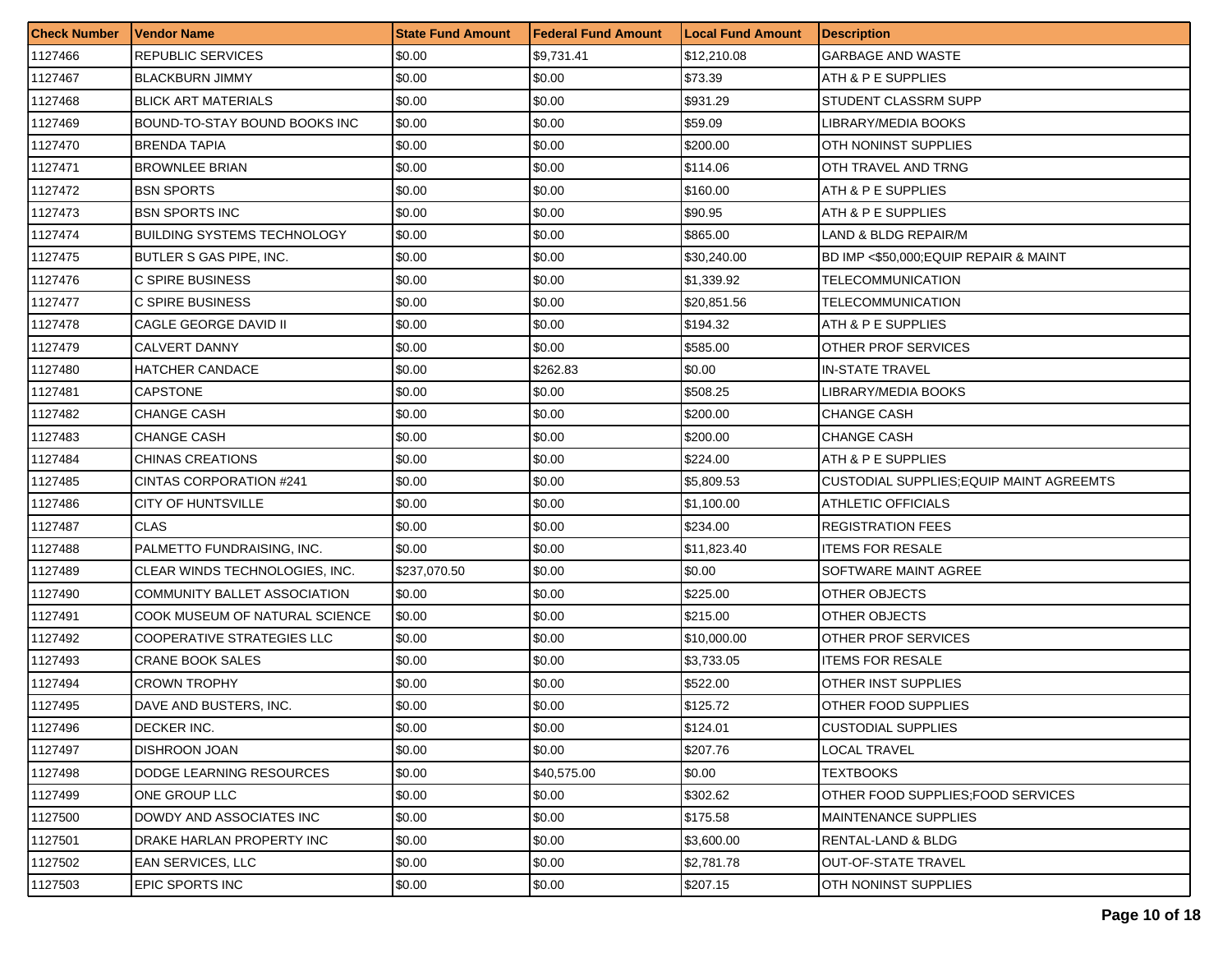| Check Number | Vendor Name | State Fund Amount | Federal Fund Amount | Local Fund Amount | Description |
|---|---|---|---|---|---|
| 1127466 | REPUBLIC SERVICES | $0.00 | $9,731.41 | $12,210.08 | GARBAGE AND WASTE |
| 1127467 | BLACKBURN JIMMY | $0.00 | $0.00 | $73.39 | ATH & P E SUPPLIES |
| 1127468 | BLICK ART MATERIALS | $0.00 | $0.00 | $931.29 | STUDENT CLASSRM SUPP |
| 1127469 | BOUND-TO-STAY BOUND BOOKS INC | $0.00 | $0.00 | $59.09 | LIBRARY/MEDIA BOOKS |
| 1127470 | BRENDA TAPIA | $0.00 | $0.00 | $200.00 | OTH NONINST SUPPLIES |
| 1127471 | BROWNLEE BRIAN | $0.00 | $0.00 | $114.06 | OTH TRAVEL AND TRNG |
| 1127472 | BSN SPORTS | $0.00 | $0.00 | $160.00 | ATH & P E SUPPLIES |
| 1127473 | BSN SPORTS INC | $0.00 | $0.00 | $90.95 | ATH & P E SUPPLIES |
| 1127474 | BUILDING SYSTEMS TECHNOLOGY | $0.00 | $0.00 | $865.00 | LAND & BLDG REPAIR/M |
| 1127475 | BUTLER S GAS PIPE, INC. | $0.00 | $0.00 | $30,240.00 | BD IMP <$50,000;EQUIP REPAIR & MAINT |
| 1127476 | C SPIRE BUSINESS | $0.00 | $0.00 | $1,339.92 | TELECOMMUNICATION |
| 1127477 | C SPIRE BUSINESS | $0.00 | $0.00 | $20,851.56 | TELECOMMUNICATION |
| 1127478 | CAGLE GEORGE DAVID II | $0.00 | $0.00 | $194.32 | ATH & P E SUPPLIES |
| 1127479 | CALVERT DANNY | $0.00 | $0.00 | $585.00 | OTHER PROF SERVICES |
| 1127480 | HATCHER CANDACE | $0.00 | $262.83 | $0.00 | IN-STATE TRAVEL |
| 1127481 | CAPSTONE | $0.00 | $0.00 | $508.25 | LIBRARY/MEDIA BOOKS |
| 1127482 | CHANGE CASH | $0.00 | $0.00 | $200.00 | CHANGE CASH |
| 1127483 | CHANGE CASH | $0.00 | $0.00 | $200.00 | CHANGE CASH |
| 1127484 | CHINAS CREATIONS | $0.00 | $0.00 | $224.00 | ATH & P E SUPPLIES |
| 1127485 | CINTAS CORPORATION #241 | $0.00 | $0.00 | $5,809.53 | CUSTODIAL SUPPLIES;EQUIP MAINT AGREEMTS |
| 1127486 | CITY OF HUNTSVILLE | $0.00 | $0.00 | $1,100.00 | ATHLETIC OFFICIALS |
| 1127487 | CLAS | $0.00 | $0.00 | $234.00 | REGISTRATION FEES |
| 1127488 | PALMETTO FUNDRAISING, INC. | $0.00 | $0.00 | $11,823.40 | ITEMS FOR RESALE |
| 1127489 | CLEAR WINDS TECHNOLOGIES, INC. | $237,070.50 | $0.00 | $0.00 | SOFTWARE MAINT AGREE |
| 1127490 | COMMUNITY BALLET ASSOCIATION | $0.00 | $0.00 | $225.00 | OTHER OBJECTS |
| 1127491 | COOK MUSEUM OF NATURAL SCIENCE | $0.00 | $0.00 | $215.00 | OTHER OBJECTS |
| 1127492 | COOPERATIVE STRATEGIES LLC | $0.00 | $0.00 | $10,000.00 | OTHER PROF SERVICES |
| 1127493 | CRANE BOOK SALES | $0.00 | $0.00 | $3,733.05 | ITEMS FOR RESALE |
| 1127494 | CROWN TROPHY | $0.00 | $0.00 | $522.00 | OTHER INST SUPPLIES |
| 1127495 | DAVE AND BUSTERS, INC. | $0.00 | $0.00 | $125.72 | OTHER FOOD SUPPLIES |
| 1127496 | DECKER INC. | $0.00 | $0.00 | $124.01 | CUSTODIAL SUPPLIES |
| 1127497 | DISHROON JOAN | $0.00 | $0.00 | $207.76 | LOCAL TRAVEL |
| 1127498 | DODGE LEARNING RESOURCES | $0.00 | $40,575.00 | $0.00 | TEXTBOOKS |
| 1127499 | ONE GROUP LLC | $0.00 | $0.00 | $302.62 | OTHER FOOD SUPPLIES;FOOD SERVICES |
| 1127500 | DOWDY AND ASSOCIATES INC | $0.00 | $0.00 | $175.58 | MAINTENANCE SUPPLIES |
| 1127501 | DRAKE HARLAN PROPERTY INC | $0.00 | $0.00 | $3,600.00 | RENTAL-LAND & BLDG |
| 1127502 | EAN SERVICES, LLC | $0.00 | $0.00 | $2,781.78 | OUT-OF-STATE TRAVEL |
| 1127503 | EPIC SPORTS INC | $0.00 | $0.00 | $207.15 | OTH NONINST SUPPLIES |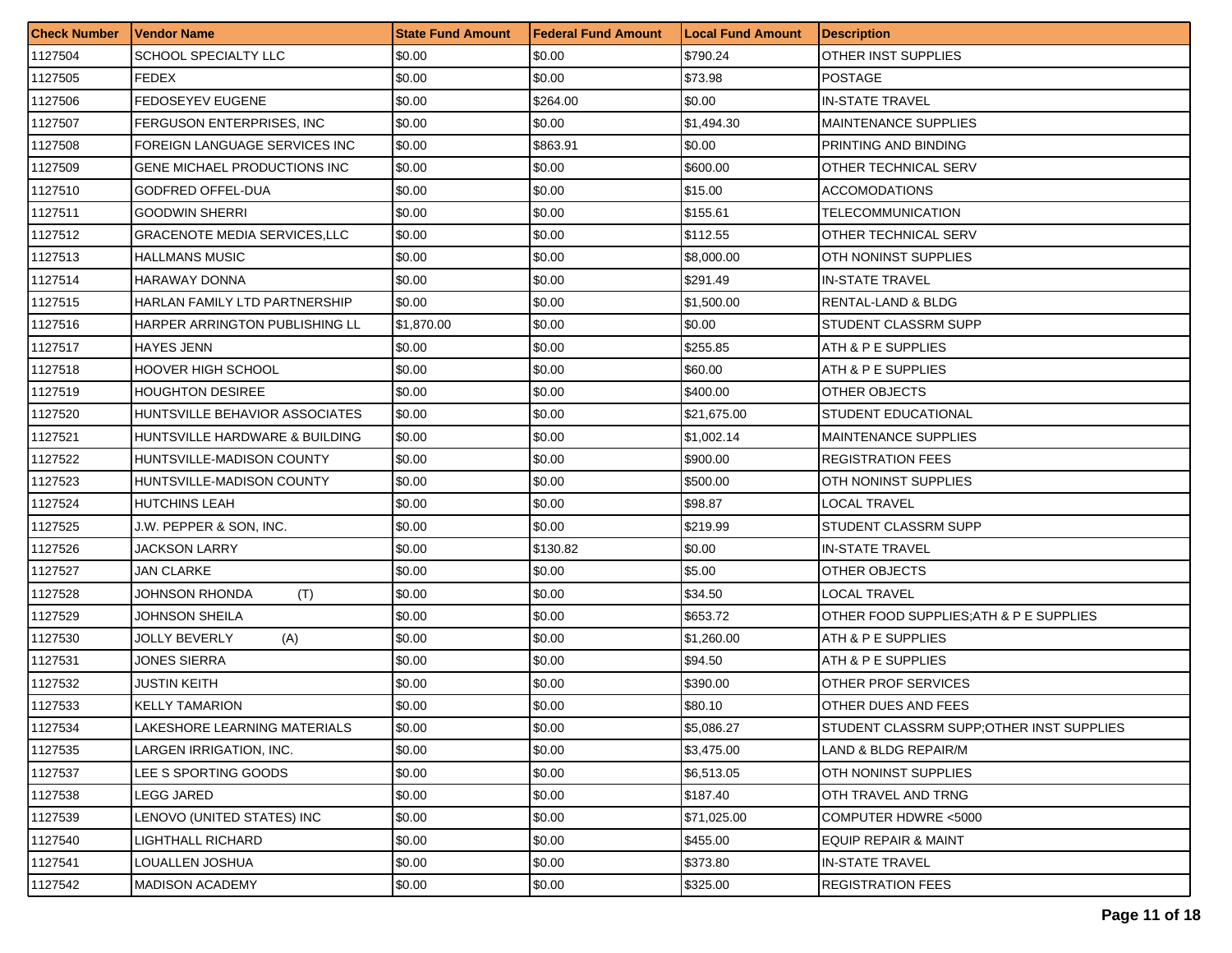| Check Number | Vendor Name | State Fund Amount | Federal Fund Amount | Local Fund Amount | Description |
|---|---|---|---|---|---|
| 1127504 | SCHOOL SPECIALTY LLC | $0.00 | $0.00 | $790.24 | OTHER INST SUPPLIES |
| 1127505 | FEDEX | $0.00 | $0.00 | $73.98 | POSTAGE |
| 1127506 | FEDOSEYEV EUGENE | $0.00 | $264.00 | $0.00 | IN-STATE TRAVEL |
| 1127507 | FERGUSON ENTERPRISES, INC | $0.00 | $0.00 | $1,494.30 | MAINTENANCE SUPPLIES |
| 1127508 | FOREIGN LANGUAGE SERVICES INC | $0.00 | $863.91 | $0.00 | PRINTING AND BINDING |
| 1127509 | GENE MICHAEL PRODUCTIONS INC | $0.00 | $0.00 | $600.00 | OTHER TECHNICAL SERV |
| 1127510 | GODFRED OFFEL-DUA | $0.00 | $0.00 | $15.00 | ACCOMODATIONS |
| 1127511 | GOODWIN SHERRI | $0.00 | $0.00 | $155.61 | TELECOMMUNICATION |
| 1127512 | GRACENOTE MEDIA SERVICES,LLC | $0.00 | $0.00 | $112.55 | OTHER TECHNICAL SERV |
| 1127513 | HALLMANS MUSIC | $0.00 | $0.00 | $8,000.00 | OTH NONINST SUPPLIES |
| 1127514 | HARAWAY DONNA | $0.00 | $0.00 | $291.49 | IN-STATE TRAVEL |
| 1127515 | HARLAN FAMILY LTD PARTNERSHIP | $0.00 | $0.00 | $1,500.00 | RENTAL-LAND & BLDG |
| 1127516 | HARPER ARRINGTON PUBLISHING LL | $1,870.00 | $0.00 | $0.00 | STUDENT CLASSRM SUPP |
| 1127517 | HAYES JENN | $0.00 | $0.00 | $255.85 | ATH & P E SUPPLIES |
| 1127518 | HOOVER HIGH SCHOOL | $0.00 | $0.00 | $60.00 | ATH & P E SUPPLIES |
| 1127519 | HOUGHTON DESIREE | $0.00 | $0.00 | $400.00 | OTHER OBJECTS |
| 1127520 | HUNTSVILLE BEHAVIOR ASSOCIATES | $0.00 | $0.00 | $21,675.00 | STUDENT EDUCATIONAL |
| 1127521 | HUNTSVILLE HARDWARE & BUILDING | $0.00 | $0.00 | $1,002.14 | MAINTENANCE SUPPLIES |
| 1127522 | HUNTSVILLE-MADISON COUNTY | $0.00 | $0.00 | $900.00 | REGISTRATION FEES |
| 1127523 | HUNTSVILLE-MADISON COUNTY | $0.00 | $0.00 | $500.00 | OTH NONINST SUPPLIES |
| 1127524 | HUTCHINS LEAH | $0.00 | $0.00 | $98.87 | LOCAL TRAVEL |
| 1127525 | J.W. PEPPER & SON, INC. | $0.00 | $0.00 | $219.99 | STUDENT CLASSRM SUPP |
| 1127526 | JACKSON LARRY | $0.00 | $130.82 | $0.00 | IN-STATE TRAVEL |
| 1127527 | JAN CLARKE | $0.00 | $0.00 | $5.00 | OTHER OBJECTS |
| 1127528 | JOHNSON RHONDA (T) | $0.00 | $0.00 | $34.50 | LOCAL TRAVEL |
| 1127529 | JOHNSON SHEILA | $0.00 | $0.00 | $653.72 | OTHER FOOD SUPPLIES;ATH & P E SUPPLIES |
| 1127530 | JOLLY BEVERLY (A) | $0.00 | $0.00 | $1,260.00 | ATH & P E SUPPLIES |
| 1127531 | JONES SIERRA | $0.00 | $0.00 | $94.50 | ATH & P E SUPPLIES |
| 1127532 | JUSTIN KEITH | $0.00 | $0.00 | $390.00 | OTHER PROF SERVICES |
| 1127533 | KELLY TAMARION | $0.00 | $0.00 | $80.10 | OTHER DUES AND FEES |
| 1127534 | LAKESHORE LEARNING MATERIALS | $0.00 | $0.00 | $5,086.27 | STUDENT CLASSRM SUPP;OTHER INST SUPPLIES |
| 1127535 | LARGEN IRRIGATION, INC. | $0.00 | $0.00 | $3,475.00 | LAND & BLDG REPAIR/M |
| 1127537 | LEE S SPORTING GOODS | $0.00 | $0.00 | $6,513.05 | OTH NONINST SUPPLIES |
| 1127538 | LEGG JARED | $0.00 | $0.00 | $187.40 | OTH TRAVEL AND TRNG |
| 1127539 | LENOVO (UNITED STATES) INC | $0.00 | $0.00 | $71,025.00 | COMPUTER HDWRE <5000 |
| 1127540 | LIGHTHALL RICHARD | $0.00 | $0.00 | $455.00 | EQUIP REPAIR & MAINT |
| 1127541 | LOUALLEN JOSHUA | $0.00 | $0.00 | $373.80 | IN-STATE TRAVEL |
| 1127542 | MADISON ACADEMY | $0.00 | $0.00 | $325.00 | REGISTRATION FEES |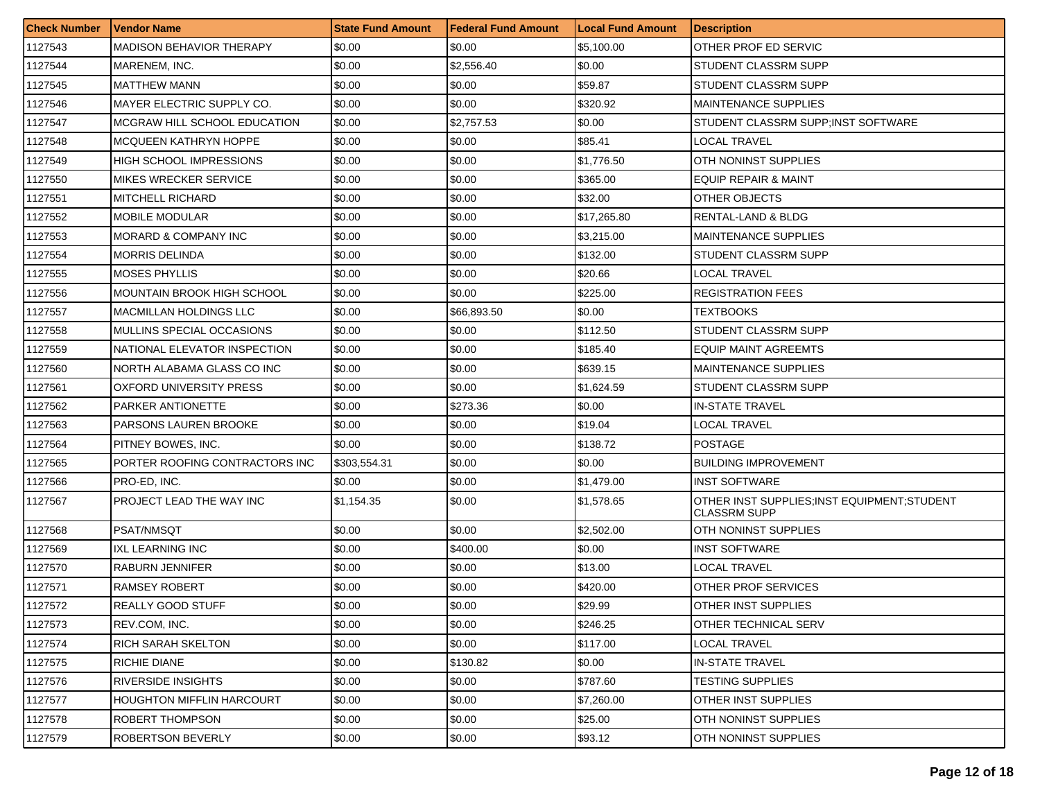| Check Number | Vendor Name | State Fund Amount | Federal Fund Amount | Local Fund Amount | Description |
|---|---|---|---|---|---|
| 1127543 | MADISON BEHAVIOR THERAPY | $0.00 | $0.00 | $5,100.00 | OTHER PROF ED SERVIC |
| 1127544 | MARENEM, INC. | $0.00 | $2,556.40 | $0.00 | STUDENT CLASSRM SUPP |
| 1127545 | MATTHEW MANN | $0.00 | $0.00 | $59.87 | STUDENT CLASSRM SUPP |
| 1127546 | MAYER ELECTRIC SUPPLY CO. | $0.00 | $0.00 | $320.92 | MAINTENANCE SUPPLIES |
| 1127547 | MCGRAW HILL SCHOOL EDUCATION | $0.00 | $2,757.53 | $0.00 | STUDENT CLASSRM SUPP;INST SOFTWARE |
| 1127548 | MCQUEEN KATHRYN HOPPE | $0.00 | $0.00 | $85.41 | LOCAL TRAVEL |
| 1127549 | HIGH SCHOOL IMPRESSIONS | $0.00 | $0.00 | $1,776.50 | OTH NONINST SUPPLIES |
| 1127550 | MIKES WRECKER SERVICE | $0.00 | $0.00 | $365.00 | EQUIP REPAIR & MAINT |
| 1127551 | MITCHELL RICHARD | $0.00 | $0.00 | $32.00 | OTHER OBJECTS |
| 1127552 | MOBILE MODULAR | $0.00 | $0.00 | $17,265.80 | RENTAL-LAND & BLDG |
| 1127553 | MORARD & COMPANY INC | $0.00 | $0.00 | $3,215.00 | MAINTENANCE SUPPLIES |
| 1127554 | MORRIS DELINDA | $0.00 | $0.00 | $132.00 | STUDENT CLASSRM SUPP |
| 1127555 | MOSES PHYLLIS | $0.00 | $0.00 | $20.66 | LOCAL TRAVEL |
| 1127556 | MOUNTAIN BROOK HIGH SCHOOL | $0.00 | $0.00 | $225.00 | REGISTRATION FEES |
| 1127557 | MACMILLAN HOLDINGS LLC | $0.00 | $66,893.50 | $0.00 | TEXTBOOKS |
| 1127558 | MULLINS SPECIAL OCCASIONS | $0.00 | $0.00 | $112.50 | STUDENT CLASSRM SUPP |
| 1127559 | NATIONAL ELEVATOR INSPECTION | $0.00 | $0.00 | $185.40 | EQUIP MAINT AGREEMTS |
| 1127560 | NORTH ALABAMA GLASS CO INC | $0.00 | $0.00 | $639.15 | MAINTENANCE SUPPLIES |
| 1127561 | OXFORD UNIVERSITY PRESS | $0.00 | $0.00 | $1,624.59 | STUDENT CLASSRM SUPP |
| 1127562 | PARKER ANTIONETTE | $0.00 | $273.36 | $0.00 | IN-STATE TRAVEL |
| 1127563 | PARSONS LAUREN BROOKE | $0.00 | $0.00 | $19.04 | LOCAL TRAVEL |
| 1127564 | PITNEY BOWES, INC. | $0.00 | $0.00 | $138.72 | POSTAGE |
| 1127565 | PORTER ROOFING CONTRACTORS INC | $303,554.31 | $0.00 | $0.00 | BUILDING IMPROVEMENT |
| 1127566 | PRO-ED, INC. | $0.00 | $0.00 | $1,479.00 | INST SOFTWARE |
| 1127567 | PROJECT LEAD THE WAY INC | $1,154.35 | $0.00 | $1,578.65 | OTHER INST SUPPLIES;INST EQUIPMENT;STUDENT CLASSRM SUPP |
| 1127568 | PSAT/NMSQT | $0.00 | $0.00 | $2,502.00 | OTH NONINST SUPPLIES |
| 1127569 | IXL LEARNING INC | $0.00 | $400.00 | $0.00 | INST SOFTWARE |
| 1127570 | RABURN JENNIFER | $0.00 | $0.00 | $13.00 | LOCAL TRAVEL |
| 1127571 | RAMSEY ROBERT | $0.00 | $0.00 | $420.00 | OTHER PROF SERVICES |
| 1127572 | REALLY GOOD STUFF | $0.00 | $0.00 | $29.99 | OTHER INST SUPPLIES |
| 1127573 | REV.COM, INC. | $0.00 | $0.00 | $246.25 | OTHER TECHNICAL SERV |
| 1127574 | RICH SARAH SKELTON | $0.00 | $0.00 | $117.00 | LOCAL TRAVEL |
| 1127575 | RICHIE DIANE | $0.00 | $130.82 | $0.00 | IN-STATE TRAVEL |
| 1127576 | RIVERSIDE INSIGHTS | $0.00 | $0.00 | $787.60 | TESTING SUPPLIES |
| 1127577 | HOUGHTON MIFFLIN HARCOURT | $0.00 | $0.00 | $7,260.00 | OTHER INST SUPPLIES |
| 1127578 | ROBERT THOMPSON | $0.00 | $0.00 | $25.00 | OTH NONINST SUPPLIES |
| 1127579 | ROBERTSON BEVERLY | $0.00 | $0.00 | $93.12 | OTH NONINST SUPPLIES |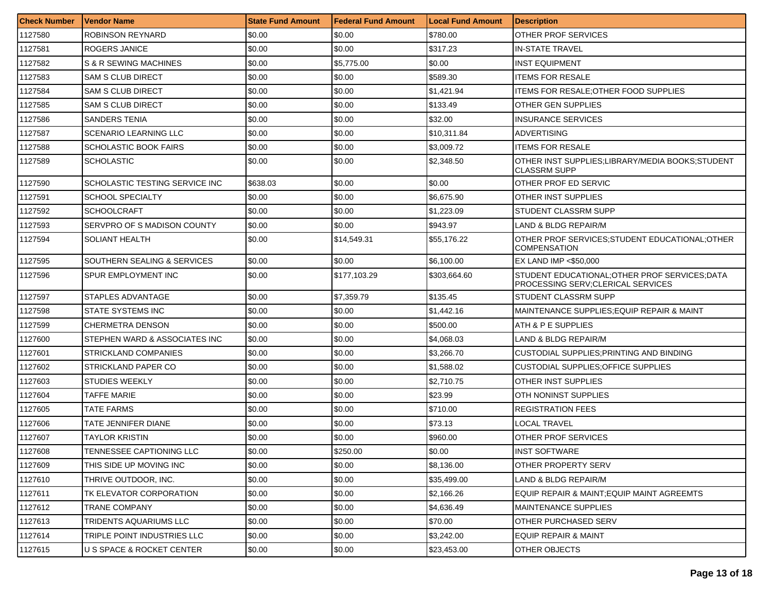| Check Number | Vendor Name | State Fund Amount | Federal Fund Amount | Local Fund Amount | Description |
| --- | --- | --- | --- | --- | --- |
| 1127580 | ROBINSON REYNARD | $0.00 | $0.00 | $780.00 | OTHER PROF SERVICES |
| 1127581 | ROGERS JANICE | $0.00 | $0.00 | $317.23 | IN-STATE TRAVEL |
| 1127582 | S & R SEWING MACHINES | $0.00 | $5,775.00 | $0.00 | INST EQUIPMENT |
| 1127583 | SAM S CLUB DIRECT | $0.00 | $0.00 | $589.30 | ITEMS FOR RESALE |
| 1127584 | SAM S CLUB DIRECT | $0.00 | $0.00 | $1,421.94 | ITEMS FOR RESALE;OTHER FOOD SUPPLIES |
| 1127585 | SAM S CLUB DIRECT | $0.00 | $0.00 | $133.49 | OTHER GEN SUPPLIES |
| 1127586 | SANDERS TENIA | $0.00 | $0.00 | $32.00 | INSURANCE SERVICES |
| 1127587 | SCENARIO LEARNING LLC | $0.00 | $0.00 | $10,311.84 | ADVERTISING |
| 1127588 | SCHOLASTIC BOOK FAIRS | $0.00 | $0.00 | $3,009.72 | ITEMS FOR RESALE |
| 1127589 | SCHOLASTIC | $0.00 | $0.00 | $2,348.50 | OTHER INST SUPPLIES;LIBRARY/MEDIA BOOKS;STUDENT CLASSRM SUPP |
| 1127590 | SCHOLASTIC TESTING SERVICE INC | $638.03 | $0.00 | $0.00 | OTHER PROF ED SERVIC |
| 1127591 | SCHOOL SPECIALTY | $0.00 | $0.00 | $6,675.90 | OTHER INST SUPPLIES |
| 1127592 | SCHOOLCRAFT | $0.00 | $0.00 | $1,223.09 | STUDENT CLASSRM SUPP |
| 1127593 | SERVPRO OF S MADISON COUNTY | $0.00 | $0.00 | $943.97 | LAND & BLDG REPAIR/M |
| 1127594 | SOLIANT HEALTH | $0.00 | $14,549.31 | $55,176.22 | OTHER PROF SERVICES;STUDENT EDUCATIONAL;OTHER COMPENSATION |
| 1127595 | SOUTHERN SEALING & SERVICES | $0.00 | $0.00 | $6,100.00 | EX LAND IMP <$50,000 |
| 1127596 | SPUR EMPLOYMENT INC | $0.00 | $177,103.29 | $303,664.60 | STUDENT EDUCATIONAL;OTHER PROF SERVICES;DATA PROCESSING SERV;CLERICAL SERVICES |
| 1127597 | STAPLES ADVANTAGE | $0.00 | $7,359.79 | $135.45 | STUDENT CLASSRM SUPP |
| 1127598 | STATE SYSTEMS INC | $0.00 | $0.00 | $1,442.16 | MAINTENANCE SUPPLIES;EQUIP REPAIR & MAINT |
| 1127599 | CHERMETRA DENSON | $0.00 | $0.00 | $500.00 | ATH & P E SUPPLIES |
| 1127600 | STEPHEN WARD & ASSOCIATES INC | $0.00 | $0.00 | $4,068.03 | LAND & BLDG REPAIR/M |
| 1127601 | STRICKLAND COMPANIES | $0.00 | $0.00 | $3,266.70 | CUSTODIAL SUPPLIES;PRINTING AND BINDING |
| 1127602 | STRICKLAND PAPER CO | $0.00 | $0.00 | $1,588.02 | CUSTODIAL SUPPLIES;OFFICE SUPPLIES |
| 1127603 | STUDIES WEEKLY | $0.00 | $0.00 | $2,710.75 | OTHER INST SUPPLIES |
| 1127604 | TAFFE MARIE | $0.00 | $0.00 | $23.99 | OTH NONINST SUPPLIES |
| 1127605 | TATE FARMS | $0.00 | $0.00 | $710.00 | REGISTRATION FEES |
| 1127606 | TATE JENNIFER DIANE | $0.00 | $0.00 | $73.13 | LOCAL TRAVEL |
| 1127607 | TAYLOR KRISTIN | $0.00 | $0.00 | $960.00 | OTHER PROF SERVICES |
| 1127608 | TENNESSEE CAPTIONING LLC | $0.00 | $250.00 | $0.00 | INST SOFTWARE |
| 1127609 | THIS SIDE UP MOVING INC | $0.00 | $0.00 | $8,136.00 | OTHER PROPERTY SERV |
| 1127610 | THRIVE OUTDOOR, INC. | $0.00 | $0.00 | $35,499.00 | LAND & BLDG REPAIR/M |
| 1127611 | TK ELEVATOR CORPORATION | $0.00 | $0.00 | $2,166.26 | EQUIP REPAIR & MAINT;EQUIP MAINT AGREEMTS |
| 1127612 | TRANE COMPANY | $0.00 | $0.00 | $4,636.49 | MAINTENANCE SUPPLIES |
| 1127613 | TRIDENTS AQUARIUMS LLC | $0.00 | $0.00 | $70.00 | OTHER PURCHASED SERV |
| 1127614 | TRIPLE POINT INDUSTRIES LLC | $0.00 | $0.00 | $3,242.00 | EQUIP REPAIR & MAINT |
| 1127615 | U S SPACE & ROCKET CENTER | $0.00 | $0.00 | $23,453.00 | OTHER OBJECTS |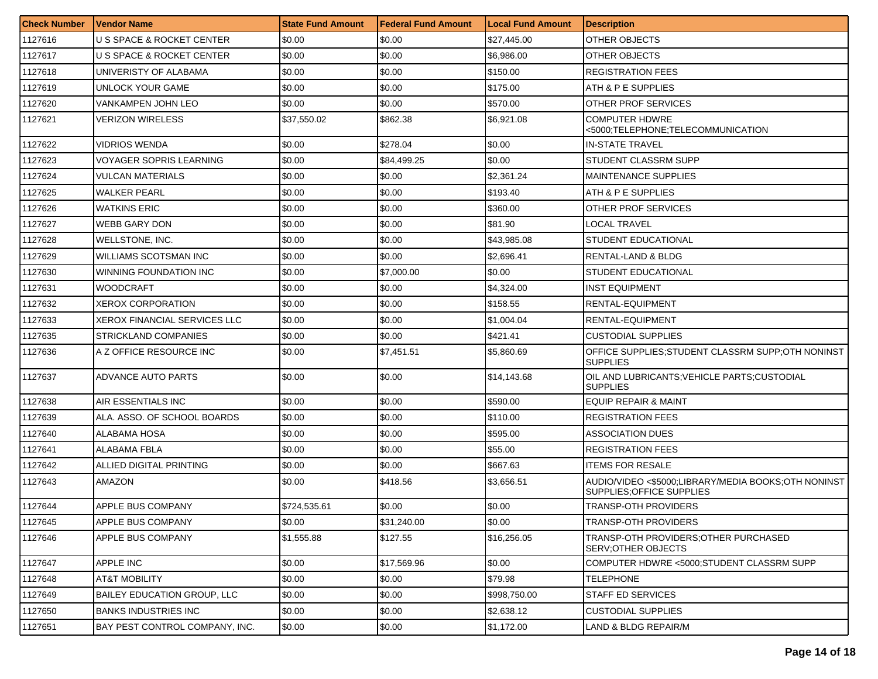| Check Number | Vendor Name | State Fund Amount | Federal Fund Amount | Local Fund Amount | Description |
| --- | --- | --- | --- | --- | --- |
| 1127616 | U S SPACE & ROCKET CENTER | $0.00 | $0.00 | $27,445.00 | OTHER OBJECTS |
| 1127617 | U S SPACE & ROCKET CENTER | $0.00 | $0.00 | $6,986.00 | OTHER OBJECTS |
| 1127618 | UNIVERISTY OF ALABAMA | $0.00 | $0.00 | $150.00 | REGISTRATION FEES |
| 1127619 | UNLOCK YOUR GAME | $0.00 | $0.00 | $175.00 | ATH & P E SUPPLIES |
| 1127620 | VANKAMPEN JOHN LEO | $0.00 | $0.00 | $570.00 | OTHER PROF SERVICES |
| 1127621 | VERIZON WIRELESS | $37,550.02 | $862.38 | $6,921.08 | COMPUTER HDWRE <5000;TELEPHONE;TELECOMMUNICATION |
| 1127622 | VIDRIOS WENDA | $0.00 | $278.04 | $0.00 | IN-STATE TRAVEL |
| 1127623 | VOYAGER SOPRIS LEARNING | $0.00 | $84,499.25 | $0.00 | STUDENT CLASSRM SUPP |
| 1127624 | VULCAN MATERIALS | $0.00 | $0.00 | $2,361.24 | MAINTENANCE SUPPLIES |
| 1127625 | WALKER PEARL | $0.00 | $0.00 | $193.40 | ATH & P E SUPPLIES |
| 1127626 | WATKINS ERIC | $0.00 | $0.00 | $360.00 | OTHER PROF SERVICES |
| 1127627 | WEBB GARY DON | $0.00 | $0.00 | $81.90 | LOCAL TRAVEL |
| 1127628 | WELLSTONE, INC. | $0.00 | $0.00 | $43,985.08 | STUDENT EDUCATIONAL |
| 1127629 | WILLIAMS SCOTSMAN INC | $0.00 | $0.00 | $2,696.41 | RENTAL-LAND & BLDG |
| 1127630 | WINNING FOUNDATION INC | $0.00 | $7,000.00 | $0.00 | STUDENT EDUCATIONAL |
| 1127631 | WOODCRAFT | $0.00 | $0.00 | $4,324.00 | INST EQUIPMENT |
| 1127632 | XEROX CORPORATION | $0.00 | $0.00 | $158.55 | RENTAL-EQUIPMENT |
| 1127633 | XEROX FINANCIAL SERVICES LLC | $0.00 | $0.00 | $1,004.04 | RENTAL-EQUIPMENT |
| 1127635 | STRICKLAND COMPANIES | $0.00 | $0.00 | $421.41 | CUSTODIAL SUPPLIES |
| 1127636 | A Z OFFICE RESOURCE INC | $0.00 | $7,451.51 | $5,860.69 | OFFICE SUPPLIES;STUDENT CLASSRM SUPP;OTH NONINST SUPPLIES |
| 1127637 | ADVANCE AUTO PARTS | $0.00 | $0.00 | $14,143.68 | OIL AND LUBRICANTS;VEHICLE PARTS;CUSTODIAL SUPPLIES |
| 1127638 | AIR ESSENTIALS INC | $0.00 | $0.00 | $590.00 | EQUIP REPAIR & MAINT |
| 1127639 | ALA. ASSO. OF SCHOOL BOARDS | $0.00 | $0.00 | $110.00 | REGISTRATION FEES |
| 1127640 | ALABAMA HOSA | $0.00 | $0.00 | $595.00 | ASSOCIATION DUES |
| 1127641 | ALABAMA FBLA | $0.00 | $0.00 | $55.00 | REGISTRATION FEES |
| 1127642 | ALLIED DIGITAL PRINTING | $0.00 | $0.00 | $667.63 | ITEMS FOR RESALE |
| 1127643 | AMAZON | $0.00 | $418.56 | $3,656.51 | AUDIO/VIDEO <$5000;LIBRARY/MEDIA BOOKS;OTH NONINST SUPPLIES;OFFICE SUPPLIES |
| 1127644 | APPLE BUS COMPANY | $724,535.61 | $0.00 | $0.00 | TRANSP-OTH PROVIDERS |
| 1127645 | APPLE BUS COMPANY | $0.00 | $31,240.00 | $0.00 | TRANSP-OTH PROVIDERS |
| 1127646 | APPLE BUS COMPANY | $1,555.88 | $127.55 | $16,256.05 | TRANSP-OTH PROVIDERS;OTHER PURCHASED SERV;OTHER OBJECTS |
| 1127647 | APPLE INC | $0.00 | $17,569.96 | $0.00 | COMPUTER HDWRE <5000;STUDENT CLASSRM SUPP |
| 1127648 | AT&T MOBILITY | $0.00 | $0.00 | $79.98 | TELEPHONE |
| 1127649 | BAILEY EDUCATION GROUP, LLC | $0.00 | $0.00 | $998,750.00 | STAFF ED SERVICES |
| 1127650 | BANKS INDUSTRIES INC | $0.00 | $0.00 | $2,638.12 | CUSTODIAL SUPPLIES |
| 1127651 | BAY PEST CONTROL COMPANY, INC. | $0.00 | $0.00 | $1,172.00 | LAND & BLDG REPAIR/M |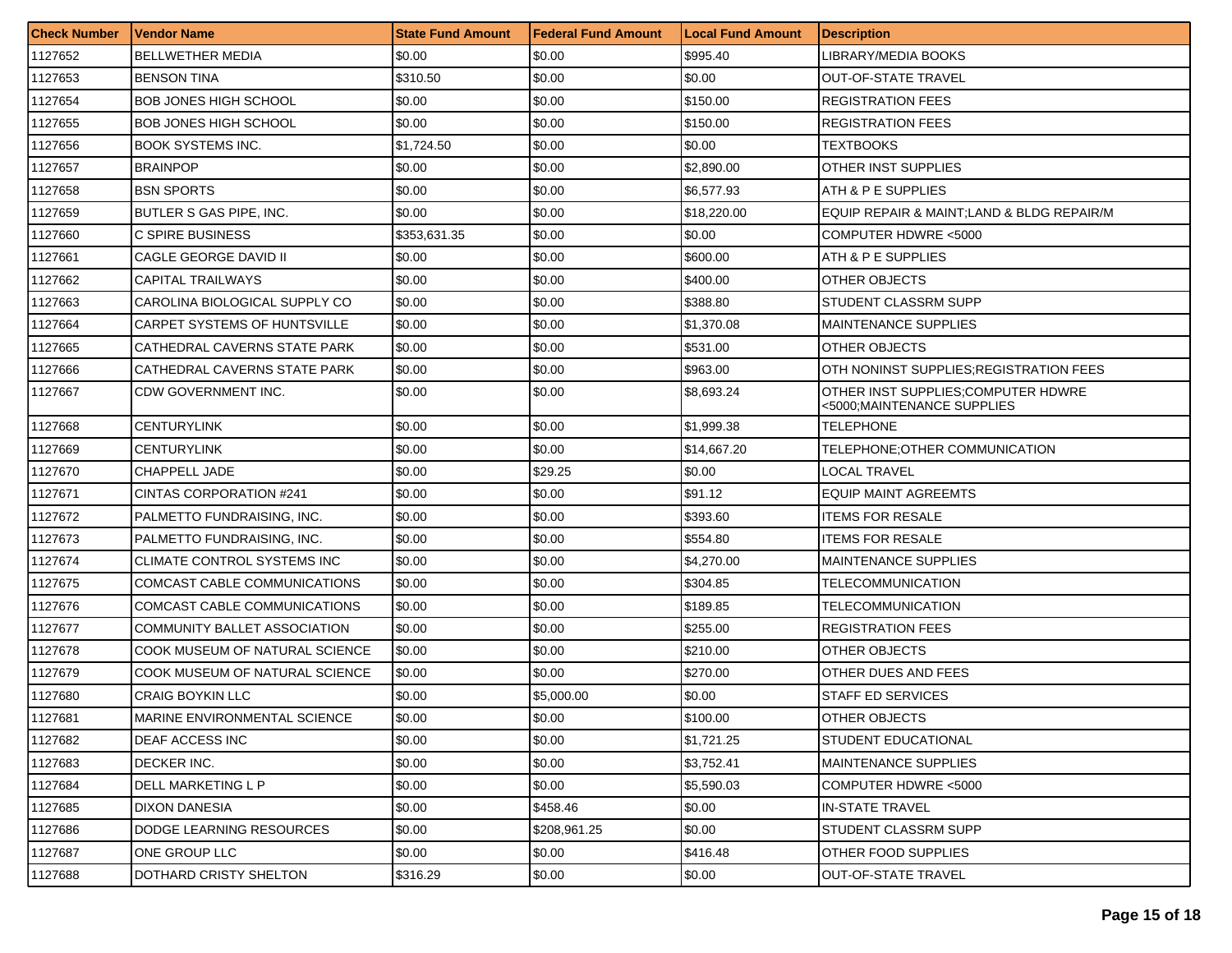| Check Number | Vendor Name | State Fund Amount | Federal Fund Amount | Local Fund Amount | Description |
| --- | --- | --- | --- | --- | --- |
| 1127652 | BELLWETHER MEDIA | $0.00 | $0.00 | $995.40 | LIBRARY/MEDIA BOOKS |
| 1127653 | BENSON TINA | $310.50 | $0.00 | $0.00 | OUT-OF-STATE TRAVEL |
| 1127654 | BOB JONES HIGH SCHOOL | $0.00 | $0.00 | $150.00 | REGISTRATION FEES |
| 1127655 | BOB JONES HIGH SCHOOL | $0.00 | $0.00 | $150.00 | REGISTRATION FEES |
| 1127656 | BOOK SYSTEMS INC. | $1,724.50 | $0.00 | $0.00 | TEXTBOOKS |
| 1127657 | BRAINPOP | $0.00 | $0.00 | $2,890.00 | OTHER INST SUPPLIES |
| 1127658 | BSN SPORTS | $0.00 | $0.00 | $6,577.93 | ATH & P E SUPPLIES |
| 1127659 | BUTLER S GAS PIPE, INC. | $0.00 | $0.00 | $18,220.00 | EQUIP REPAIR & MAINT;LAND & BLDG REPAIR/M |
| 1127660 | C SPIRE BUSINESS | $353,631.35 | $0.00 | $0.00 | COMPUTER HDWRE <5000 |
| 1127661 | CAGLE GEORGE DAVID II | $0.00 | $0.00 | $600.00 | ATH & P E SUPPLIES |
| 1127662 | CAPITAL TRAILWAYS | $0.00 | $0.00 | $400.00 | OTHER OBJECTS |
| 1127663 | CAROLINA BIOLOGICAL SUPPLY CO | $0.00 | $0.00 | $388.80 | STUDENT CLASSRM SUPP |
| 1127664 | CARPET SYSTEMS OF HUNTSVILLE | $0.00 | $0.00 | $1,370.08 | MAINTENANCE SUPPLIES |
| 1127665 | CATHEDRAL CAVERNS STATE PARK | $0.00 | $0.00 | $531.00 | OTHER OBJECTS |
| 1127666 | CATHEDRAL CAVERNS STATE PARK | $0.00 | $0.00 | $963.00 | OTH NONINST SUPPLIES;REGISTRATION FEES |
| 1127667 | CDW GOVERNMENT INC. | $0.00 | $0.00 | $8,693.24 | OTHER INST SUPPLIES;COMPUTER HDWRE <5000;MAINTENANCE SUPPLIES |
| 1127668 | CENTURYLINK | $0.00 | $0.00 | $1,999.38 | TELEPHONE |
| 1127669 | CENTURYLINK | $0.00 | $0.00 | $14,667.20 | TELEPHONE;OTHER COMMUNICATION |
| 1127670 | CHAPPELL JADE | $0.00 | $29.25 | $0.00 | LOCAL TRAVEL |
| 1127671 | CINTAS CORPORATION #241 | $0.00 | $0.00 | $91.12 | EQUIP MAINT AGREEMTS |
| 1127672 | PALMETTO FUNDRAISING, INC. | $0.00 | $0.00 | $393.60 | ITEMS FOR RESALE |
| 1127673 | PALMETTO FUNDRAISING, INC. | $0.00 | $0.00 | $554.80 | ITEMS FOR RESALE |
| 1127674 | CLIMATE CONTROL SYSTEMS INC | $0.00 | $0.00 | $4,270.00 | MAINTENANCE SUPPLIES |
| 1127675 | COMCAST CABLE COMMUNICATIONS | $0.00 | $0.00 | $304.85 | TELECOMMUNICATION |
| 1127676 | COMCAST CABLE COMMUNICATIONS | $0.00 | $0.00 | $189.85 | TELECOMMUNICATION |
| 1127677 | COMMUNITY BALLET ASSOCIATION | $0.00 | $0.00 | $255.00 | REGISTRATION FEES |
| 1127678 | COOK MUSEUM OF NATURAL SCIENCE | $0.00 | $0.00 | $210.00 | OTHER OBJECTS |
| 1127679 | COOK MUSEUM OF NATURAL SCIENCE | $0.00 | $0.00 | $270.00 | OTHER DUES AND FEES |
| 1127680 | CRAIG BOYKIN LLC | $0.00 | $5,000.00 | $0.00 | STAFF ED SERVICES |
| 1127681 | MARINE ENVIRONMENTAL SCIENCE | $0.00 | $0.00 | $100.00 | OTHER OBJECTS |
| 1127682 | DEAF ACCESS INC | $0.00 | $0.00 | $1,721.25 | STUDENT EDUCATIONAL |
| 1127683 | DECKER INC. | $0.00 | $0.00 | $3,752.41 | MAINTENANCE SUPPLIES |
| 1127684 | DELL MARKETING L P | $0.00 | $0.00 | $5,590.03 | COMPUTER HDWRE <5000 |
| 1127685 | DIXON DANESIA | $0.00 | $458.46 | $0.00 | IN-STATE TRAVEL |
| 1127686 | DODGE LEARNING RESOURCES | $0.00 | $208,961.25 | $0.00 | STUDENT CLASSRM SUPP |
| 1127687 | ONE GROUP LLC | $0.00 | $0.00 | $416.48 | OTHER FOOD SUPPLIES |
| 1127688 | DOTHARD CRISTY SHELTON | $316.29 | $0.00 | $0.00 | OUT-OF-STATE TRAVEL |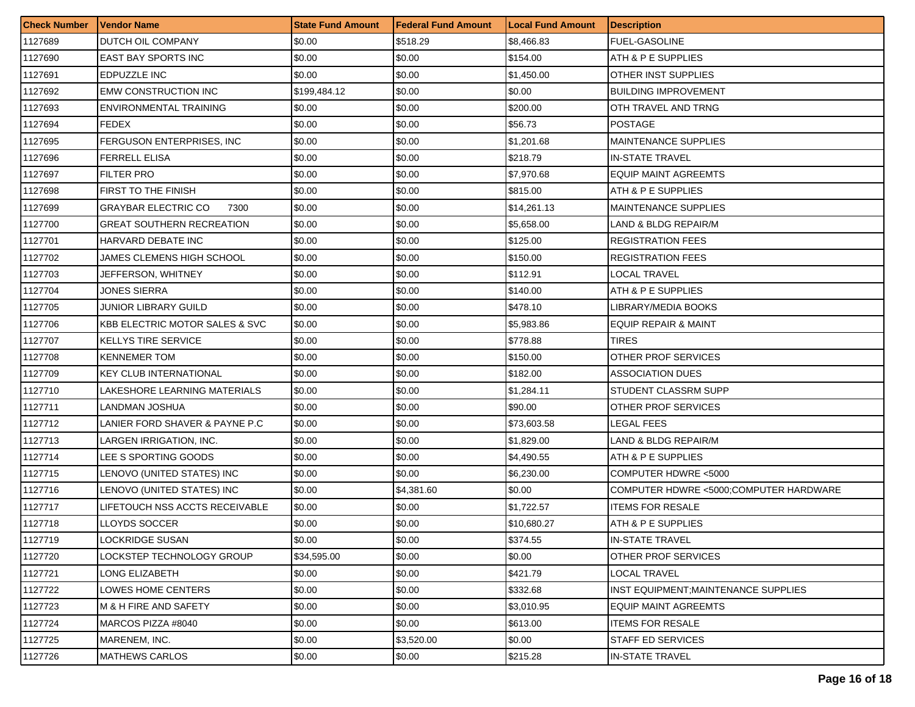| Check Number | Vendor Name | State Fund Amount | Federal Fund Amount | Local Fund Amount | Description |
| --- | --- | --- | --- | --- | --- |
| 1127689 | DUTCH OIL COMPANY | $0.00 | $518.29 | $8,466.83 | FUEL-GASOLINE |
| 1127690 | EAST BAY SPORTS INC | $0.00 | $0.00 | $154.00 | ATH & P E SUPPLIES |
| 1127691 | EDPUZZLE INC | $0.00 | $0.00 | $1,450.00 | OTHER INST SUPPLIES |
| 1127692 | EMW CONSTRUCTION INC | $199,484.12 | $0.00 | $0.00 | BUILDING IMPROVEMENT |
| 1127693 | ENVIRONMENTAL TRAINING | $0.00 | $0.00 | $200.00 | OTH TRAVEL AND TRNG |
| 1127694 | FEDEX | $0.00 | $0.00 | $56.73 | POSTAGE |
| 1127695 | FERGUSON ENTERPRISES, INC | $0.00 | $0.00 | $1,201.68 | MAINTENANCE SUPPLIES |
| 1127696 | FERRELL ELISA | $0.00 | $0.00 | $218.79 | IN-STATE TRAVEL |
| 1127697 | FILTER PRO | $0.00 | $0.00 | $7,970.68 | EQUIP MAINT AGREEMTS |
| 1127698 | FIRST TO THE FINISH | $0.00 | $0.00 | $815.00 | ATH & P E SUPPLIES |
| 1127699 | GRAYBAR ELECTRIC CO 7300 | $0.00 | $0.00 | $14,261.13 | MAINTENANCE SUPPLIES |
| 1127700 | GREAT SOUTHERN RECREATION | $0.00 | $0.00 | $5,658.00 | LAND & BLDG REPAIR/M |
| 1127701 | HARVARD DEBATE INC | $0.00 | $0.00 | $125.00 | REGISTRATION FEES |
| 1127702 | JAMES CLEMENS HIGH SCHOOL | $0.00 | $0.00 | $150.00 | REGISTRATION FEES |
| 1127703 | JEFFERSON, WHITNEY | $0.00 | $0.00 | $112.91 | LOCAL TRAVEL |
| 1127704 | JONES SIERRA | $0.00 | $0.00 | $140.00 | ATH & P E SUPPLIES |
| 1127705 | JUNIOR LIBRARY GUILD | $0.00 | $0.00 | $478.10 | LIBRARY/MEDIA BOOKS |
| 1127706 | KBB ELECTRIC MOTOR SALES & SVC | $0.00 | $0.00 | $5,983.86 | EQUIP REPAIR & MAINT |
| 1127707 | KELLYS TIRE SERVICE | $0.00 | $0.00 | $778.88 | TIRES |
| 1127708 | KENNEMER TOM | $0.00 | $0.00 | $150.00 | OTHER PROF SERVICES |
| 1127709 | KEY CLUB INTERNATIONAL | $0.00 | $0.00 | $182.00 | ASSOCIATION DUES |
| 1127710 | LAKESHORE LEARNING MATERIALS | $0.00 | $0.00 | $1,284.11 | STUDENT CLASSRM SUPP |
| 1127711 | LANDMAN JOSHUA | $0.00 | $0.00 | $90.00 | OTHER PROF SERVICES |
| 1127712 | LANIER FORD SHAVER & PAYNE P.C | $0.00 | $0.00 | $73,603.58 | LEGAL FEES |
| 1127713 | LARGEN IRRIGATION, INC. | $0.00 | $0.00 | $1,829.00 | LAND & BLDG REPAIR/M |
| 1127714 | LEE S SPORTING GOODS | $0.00 | $0.00 | $4,490.55 | ATH & P E SUPPLIES |
| 1127715 | LENOVO (UNITED STATES) INC | $0.00 | $0.00 | $6,230.00 | COMPUTER HDWRE <5000 |
| 1127716 | LENOVO (UNITED STATES) INC | $0.00 | $4,381.60 | $0.00 | COMPUTER HDWRE <5000;COMPUTER HARDWARE |
| 1127717 | LIFETOUCH NSS ACCTS RECEIVABLE | $0.00 | $0.00 | $1,722.57 | ITEMS FOR RESALE |
| 1127718 | LLOYDS SOCCER | $0.00 | $0.00 | $10,680.27 | ATH & P E SUPPLIES |
| 1127719 | LOCKRIDGE SUSAN | $0.00 | $0.00 | $374.55 | IN-STATE TRAVEL |
| 1127720 | LOCKSTEP TECHNOLOGY GROUP | $34,595.00 | $0.00 | $0.00 | OTHER PROF SERVICES |
| 1127721 | LONG ELIZABETH | $0.00 | $0.00 | $421.79 | LOCAL TRAVEL |
| 1127722 | LOWES HOME CENTERS | $0.00 | $0.00 | $332.68 | INST EQUIPMENT;MAINTENANCE SUPPLIES |
| 1127723 | M & H FIRE AND SAFETY | $0.00 | $0.00 | $3,010.95 | EQUIP MAINT AGREEMTS |
| 1127724 | MARCOS PIZZA #8040 | $0.00 | $0.00 | $613.00 | ITEMS FOR RESALE |
| 1127725 | MARENEM, INC. | $0.00 | $3,520.00 | $0.00 | STAFF ED SERVICES |
| 1127726 | MATHEWS CARLOS | $0.00 | $0.00 | $215.28 | IN-STATE TRAVEL |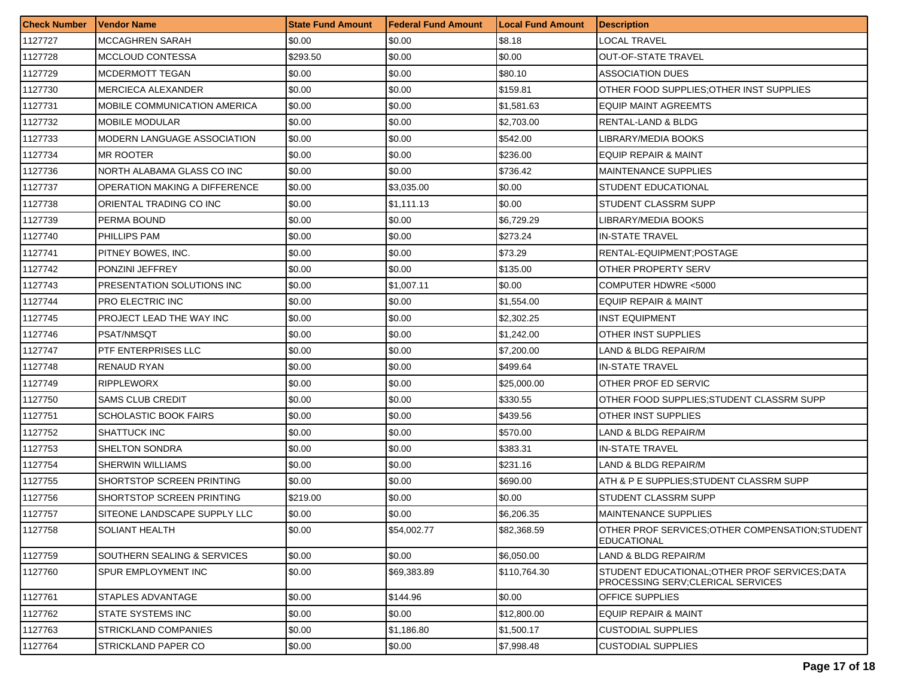| Check Number | Vendor Name | State Fund Amount | Federal Fund Amount | Local Fund Amount | Description |
|---|---|---|---|---|---|
| 1127727 | MCCAGHREN SARAH | $0.00 | $0.00 | $8.18 | LOCAL TRAVEL |
| 1127728 | MCCLOUD CONTESSA | $293.50 | $0.00 | $0.00 | OUT-OF-STATE TRAVEL |
| 1127729 | MCDERMOTT TEGAN | $0.00 | $0.00 | $80.10 | ASSOCIATION DUES |
| 1127730 | MERCIECA ALEXANDER | $0.00 | $0.00 | $159.81 | OTHER FOOD SUPPLIES;OTHER INST SUPPLIES |
| 1127731 | MOBILE COMMUNICATION AMERICA | $0.00 | $0.00 | $1,581.63 | EQUIP MAINT AGREEMTS |
| 1127732 | MOBILE MODULAR | $0.00 | $0.00 | $2,703.00 | RENTAL-LAND & BLDG |
| 1127733 | MODERN LANGUAGE ASSOCIATION | $0.00 | $0.00 | $542.00 | LIBRARY/MEDIA BOOKS |
| 1127734 | MR ROOTER | $0.00 | $0.00 | $236.00 | EQUIP REPAIR & MAINT |
| 1127736 | NORTH ALABAMA GLASS CO INC | $0.00 | $0.00 | $736.42 | MAINTENANCE SUPPLIES |
| 1127737 | OPERATION MAKING A DIFFERENCE | $0.00 | $3,035.00 | $0.00 | STUDENT EDUCATIONAL |
| 1127738 | ORIENTAL TRADING CO INC | $0.00 | $1,111.13 | $0.00 | STUDENT CLASSRM SUPP |
| 1127739 | PERMA BOUND | $0.00 | $0.00 | $6,729.29 | LIBRARY/MEDIA BOOKS |
| 1127740 | PHILLIPS PAM | $0.00 | $0.00 | $273.24 | IN-STATE TRAVEL |
| 1127741 | PITNEY BOWES, INC. | $0.00 | $0.00 | $73.29 | RENTAL-EQUIPMENT;POSTAGE |
| 1127742 | PONZINI JEFFREY | $0.00 | $0.00 | $135.00 | OTHER PROPERTY SERV |
| 1127743 | PRESENTATION SOLUTIONS INC | $0.00 | $1,007.11 | $0.00 | COMPUTER HDWRE <5000 |
| 1127744 | PRO ELECTRIC INC | $0.00 | $0.00 | $1,554.00 | EQUIP REPAIR & MAINT |
| 1127745 | PROJECT LEAD THE WAY INC | $0.00 | $0.00 | $2,302.25 | INST EQUIPMENT |
| 1127746 | PSAT/NMSQT | $0.00 | $0.00 | $1,242.00 | OTHER INST SUPPLIES |
| 1127747 | PTF ENTERPRISES LLC | $0.00 | $0.00 | $7,200.00 | LAND & BLDG REPAIR/M |
| 1127748 | RENAUD RYAN | $0.00 | $0.00 | $499.64 | IN-STATE TRAVEL |
| 1127749 | RIPPLEWORX | $0.00 | $0.00 | $25,000.00 | OTHER PROF ED SERVIC |
| 1127750 | SAMS CLUB CREDIT | $0.00 | $0.00 | $330.55 | OTHER FOOD SUPPLIES;STUDENT CLASSRM SUPP |
| 1127751 | SCHOLASTIC BOOK FAIRS | $0.00 | $0.00 | $439.56 | OTHER INST SUPPLIES |
| 1127752 | SHATTUCK INC | $0.00 | $0.00 | $570.00 | LAND & BLDG REPAIR/M |
| 1127753 | SHELTON SONDRA | $0.00 | $0.00 | $383.31 | IN-STATE TRAVEL |
| 1127754 | SHERWIN WILLIAMS | $0.00 | $0.00 | $231.16 | LAND & BLDG REPAIR/M |
| 1127755 | SHORTSTOP SCREEN PRINTING | $0.00 | $0.00 | $690.00 | ATH & P E SUPPLIES;STUDENT CLASSRM SUPP |
| 1127756 | SHORTSTOP SCREEN PRINTING | $219.00 | $0.00 | $0.00 | STUDENT CLASSRM SUPP |
| 1127757 | SITEONE LANDSCAPE SUPPLY LLC | $0.00 | $0.00 | $6,206.35 | MAINTENANCE SUPPLIES |
| 1127758 | SOLIANT HEALTH | $0.00 | $54,002.77 | $82,368.59 | OTHER PROF SERVICES;OTHER COMPENSATION;STUDENT EDUCATIONAL |
| 1127759 | SOUTHERN SEALING & SERVICES | $0.00 | $0.00 | $6,050.00 | LAND & BLDG REPAIR/M |
| 1127760 | SPUR EMPLOYMENT INC | $0.00 | $69,383.89 | $110,764.30 | STUDENT EDUCATIONAL;OTHER PROF SERVICES;DATA PROCESSING SERV;CLERICAL SERVICES |
| 1127761 | STAPLES ADVANTAGE | $0.00 | $144.96 | $0.00 | OFFICE SUPPLIES |
| 1127762 | STATE SYSTEMS INC | $0.00 | $0.00 | $12,800.00 | EQUIP REPAIR & MAINT |
| 1127763 | STRICKLAND COMPANIES | $0.00 | $1,186.80 | $1,500.17 | CUSTODIAL SUPPLIES |
| 1127764 | STRICKLAND PAPER CO | $0.00 | $0.00 | $7,998.48 | CUSTODIAL SUPPLIES |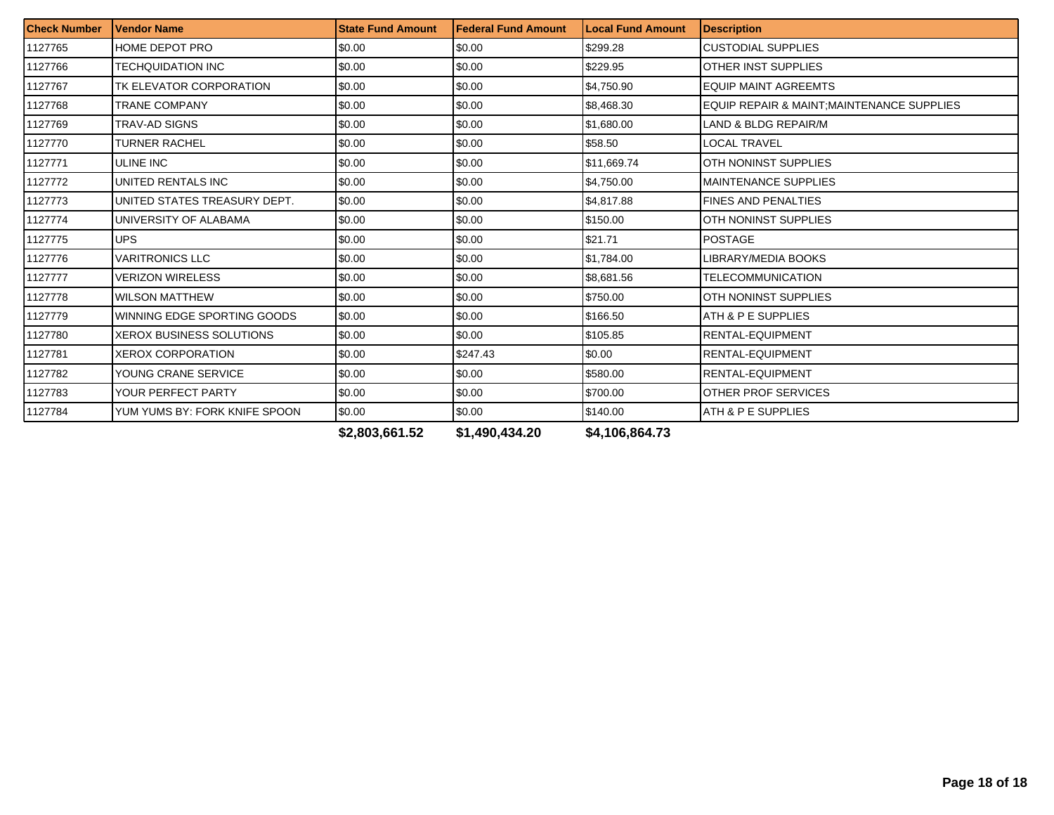| Check Number | Vendor Name | State Fund Amount | Federal Fund Amount | Local Fund Amount | Description |
|---|---|---|---|---|---|
| 1127765 | HOME DEPOT PRO | $0.00 | $0.00 | $299.28 | CUSTODIAL SUPPLIES |
| 1127766 | TECHQUIDATION INC | $0.00 | $0.00 | $229.95 | OTHER INST SUPPLIES |
| 1127767 | TK ELEVATOR CORPORATION | $0.00 | $0.00 | $4,750.90 | EQUIP MAINT AGREEMTS |
| 1127768 | TRANE COMPANY | $0.00 | $0.00 | $8,468.30 | EQUIP REPAIR & MAINT;MAINTENANCE SUPPLIES |
| 1127769 | TRAV-AD SIGNS | $0.00 | $0.00 | $1,680.00 | LAND & BLDG REPAIR/M |
| 1127770 | TURNER RACHEL | $0.00 | $0.00 | $58.50 | LOCAL TRAVEL |
| 1127771 | ULINE INC | $0.00 | $0.00 | $11,669.74 | OTH NONINST SUPPLIES |
| 1127772 | UNITED RENTALS INC | $0.00 | $0.00 | $4,750.00 | MAINTENANCE SUPPLIES |
| 1127773 | UNITED STATES TREASURY DEPT. | $0.00 | $0.00 | $4,817.88 | FINES AND PENALTIES |
| 1127774 | UNIVERSITY OF ALABAMA | $0.00 | $0.00 | $150.00 | OTH NONINST SUPPLIES |
| 1127775 | UPS | $0.00 | $0.00 | $21.71 | POSTAGE |
| 1127776 | VARITRONICS LLC | $0.00 | $0.00 | $1,784.00 | LIBRARY/MEDIA BOOKS |
| 1127777 | VERIZON WIRELESS | $0.00 | $0.00 | $8,681.56 | TELECOMMUNICATION |
| 1127778 | WILSON MATTHEW | $0.00 | $0.00 | $750.00 | OTH NONINST SUPPLIES |
| 1127779 | WINNING EDGE SPORTING GOODS | $0.00 | $0.00 | $166.50 | ATH & P E SUPPLIES |
| 1127780 | XEROX BUSINESS SOLUTIONS | $0.00 | $0.00 | $105.85 | RENTAL-EQUIPMENT |
| 1127781 | XEROX CORPORATION | $0.00 | $247.43 | $0.00 | RENTAL-EQUIPMENT |
| 1127782 | YOUNG CRANE SERVICE | $0.00 | $0.00 | $580.00 | RENTAL-EQUIPMENT |
| 1127783 | YOUR PERFECT PARTY | $0.00 | $0.00 | $700.00 | OTHER PROF SERVICES |
| 1127784 | YUM YUMS BY: FORK KNIFE SPOON | $0.00 | $0.00 | $140.00 | ATH & P E SUPPLIES |
| | | **$2,803,661.52** | **$1,490,434.20** | **$4,106,864.73** | |